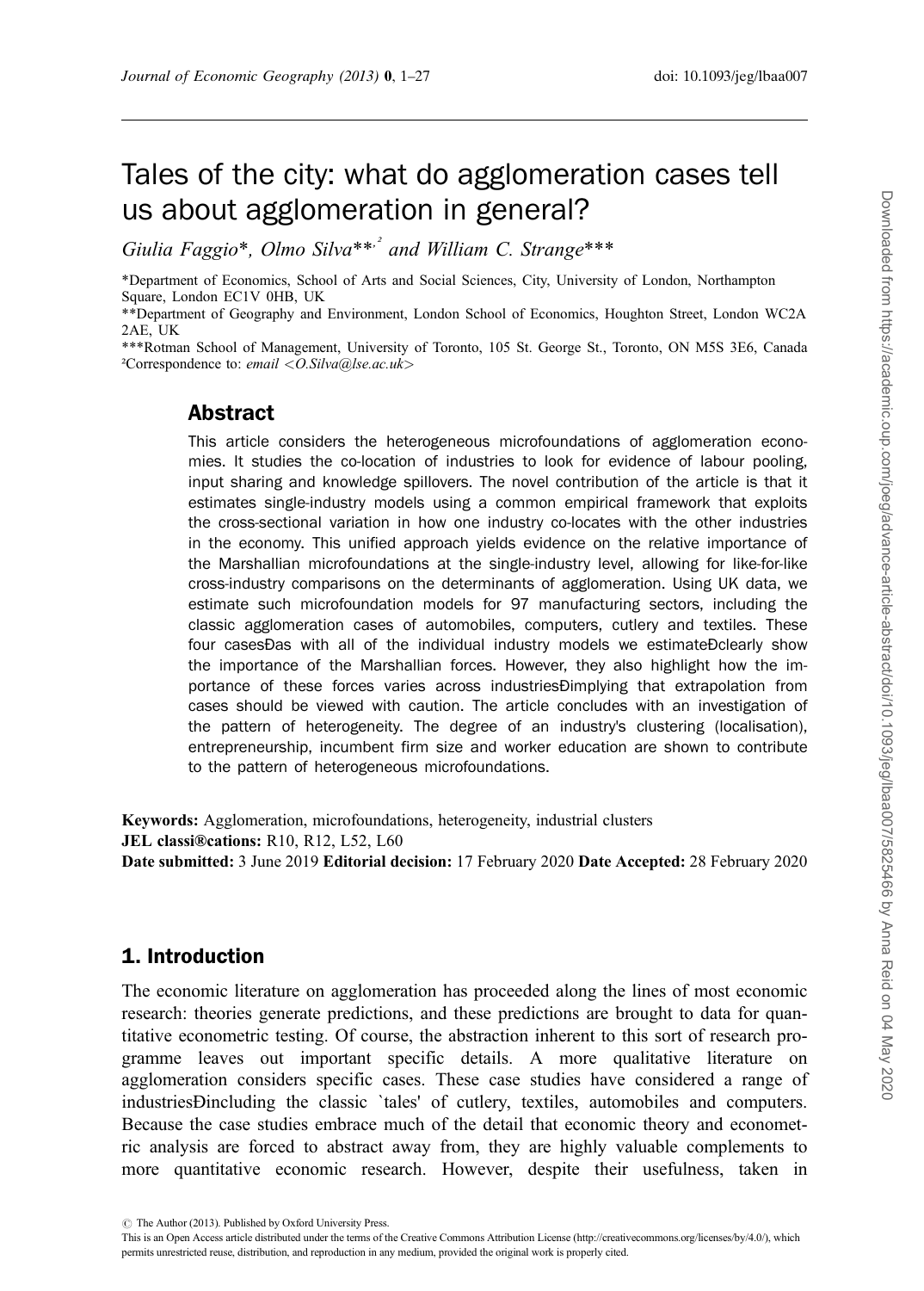# Tales of the city: what do agglomeration cases tell us about agglomeration in general?

*Giulia Faggio\*, Olmo Silva\*\*,*[✉] *and William C. Strange\*\*\**

\*Department of Economics, School of Arts and Social Sciences, City, University of London, Northampton Square, London EC1V 0HB, UK

\*\*Department of Geography and Environment, London School of Economics, Houghton Street, London WC2A 2AE, UK

\*\*\*Rotman School of Management, University of Toronto, 105 St. George St., Toronto, ON M5S 3E6, Canada

[✉]Correspondence to: *email <O.Silva@lse.ac.uk>*

## Abstract

This article considers the heterogeneous microfoundations of agglomeration economies. It studies the co-location of industries to look for evidence of labour pooling, input sharing and knowledge spillovers. The novel contribution of the article is that it estimates single-industry models using a common empirical framework that exploits the cross-sectional variation in how one industry co-locates with the other industries in the economy. This unified approach yields evidence on the relative importance of the Marshallian microfoundations at the single-industry level, allowing for like-for-like cross-industry comparisons on the determinants of agglomeration. Using UK data, we estimate such microfoundation models for 97 manufacturing sectors, including the classic agglomeration cases of automobiles, computers, cutlery and textiles. These four cases—as with all of the individual industry models we estimate—clearly show the importance of the Marshallian forces. However, they also highlight how the importance of these forces varies across industries—implying that extrapolation from cases should be viewed with caution. The article concludes with an investigation of the pattern of heterogeneity. The degree of an industry's clustering (localisation), entrepreneurship, incumbent firm size and worker education are shown to contribute to the pattern of heterogeneous microfoundations.

**Keywords:** Agglomeration, microfoundations, heterogeneity, industrial clusters

**JEL classifications:** R10, R12, L52, L60

**Date submitted:** 3 June 2019 **Editorial decision:** 17 February 2020 **Date Accepted:** 28 February 2020

## 1. Introduction

The economic literature on agglomeration has proceeded along the lines of most economic research: theories generate predictions, and these predictions are brought to data for quantitative econometric testing. Of course, the abstraction inherent to this sort of research programme leaves out important specific details. A more qualitative literature on agglomeration considers specific cases. These case studies have considered a range of industries—including the classic 'tales' of cutlery, textiles, automobiles and computers. Because the case studies embrace much of the detail that economic theory and econometric analysis are forced to abstract away from, they are highly valuable complements to more quantitative economic research. However, despite their usefulness, taken in

© The Author (2013). Published by Oxford University Press.

This is an Open Access article distributed under the terms of the Creative Commons Attribution License (http://creativecommons.org/licenses/by/4.0/), which permits unrestricted reuse, distribution, and reproduction in any medium, provided the original work is properly cited.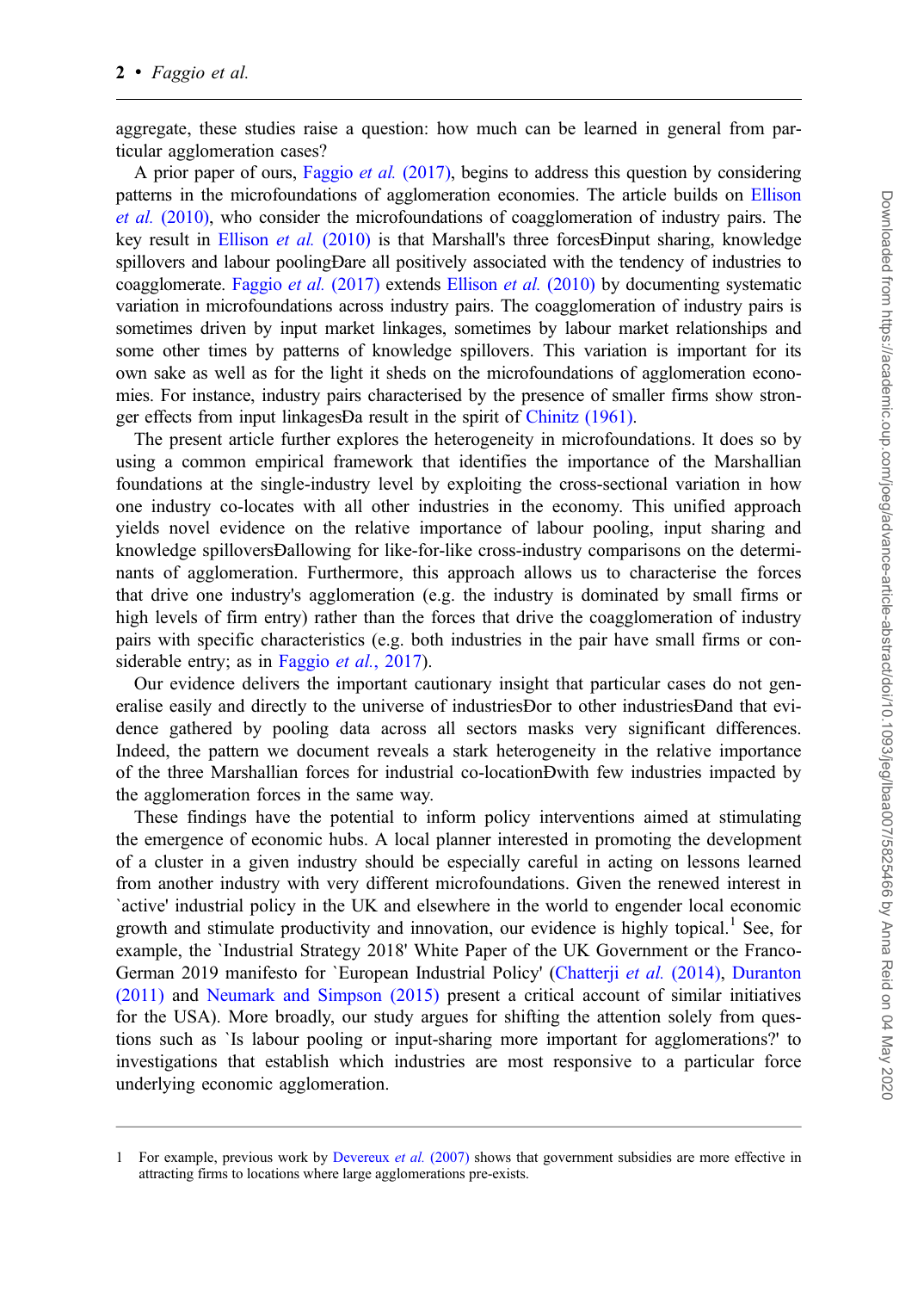aggregate, these studies raise a question: how much can be learned in general from particular agglomeration cases?

A prior paper of ours, Faggio *et al.* (2017), begins to address this question by considering patterns in the microfoundations of agglomeration economies. The article builds on Ellison *et al.* (2010), who consider the microfoundations of coagglomeration of industry pairs. The key result in Ellison *et al.* (2010) is that Marshall's three forcesÐinput sharing, knowledge spillovers and labour poolingÐare all positively associated with the tendency of industries to coagglomerate. Faggio *et al.* (2017) extends Ellison *et al.* (2010) by documenting systematic variation in microfoundations across industry pairs. The coagglomeration of industry pairs is sometimes driven by input market linkages, sometimes by labour market relationships and some other times by patterns of knowledge spillovers. This variation is important for its own sake as well as for the light it sheds on the microfoundations of agglomeration economies. For instance, industry pairs characterised by the presence of smaller firms show stronger effects from input linkagesÐa result in the spirit of Chinitz (1961).

The present article further explores the heterogeneity in microfoundations. It does so by using a common empirical framework that identifies the importance of the Marshallian foundations at the single-industry level by exploiting the cross-sectional variation in how one industry co-locates with all other industries in the economy. This unified approach yields novel evidence on the relative importance of labour pooling, input sharing and knowledge spilloversÐallowing for like-for-like cross-industry comparisons on the determinants of agglomeration. Furthermore, this approach allows us to characterise the forces that drive one industry's agglomeration (e.g. the industry is dominated by small firms or high levels of firm entry) rather than the forces that drive the coagglomeration of industry pairs with specific characteristics (e.g. both industries in the pair have small firms or considerable entry; as in Faggio *et al.*, 2017).

Our evidence delivers the important cautionary insight that particular cases do not generalise easily and directly to the universe of industriesÐor to other industriesÐand that evidence gathered by pooling data across all sectors masks very significant differences. Indeed, the pattern we document reveals a stark heterogeneity in the relative importance of the three Marshallian forces for industrial co-locationÐwith few industries impacted by the agglomeration forces in the same way.

These findings have the potential to inform policy interventions aimed at stimulating the emergence of economic hubs. A local planner interested in promoting the development of a cluster in a given industry should be especially careful in acting on lessons learned from another industry with very different microfoundations. Given the renewed interest in `active' industrial policy in the UK and elsewhere in the world to engender local economic growth and stimulate productivity and innovation, our evidence is highly topical.[1] See, for example, the `Industrial Strategy 2018' White Paper of the UK Government or the Franco-German 2019 manifesto for `European Industrial Policy' (Chatterji *et al.* (2014), Duranton (2011) and Neumark and Simpson (2015) present a critical account of similar initiatives for the USA). More broadly, our study argues for shifting the attention solely from questions such as `Is labour pooling or input-sharing more important for agglomerations?' to investigations that establish which industries are most responsive to a particular force underlying economic agglomeration.

---

1 For example, previous work by Devereux *et al.* (2007) shows that government subsidies are more effective in attracting firms to locations where large agglomerations pre-exists.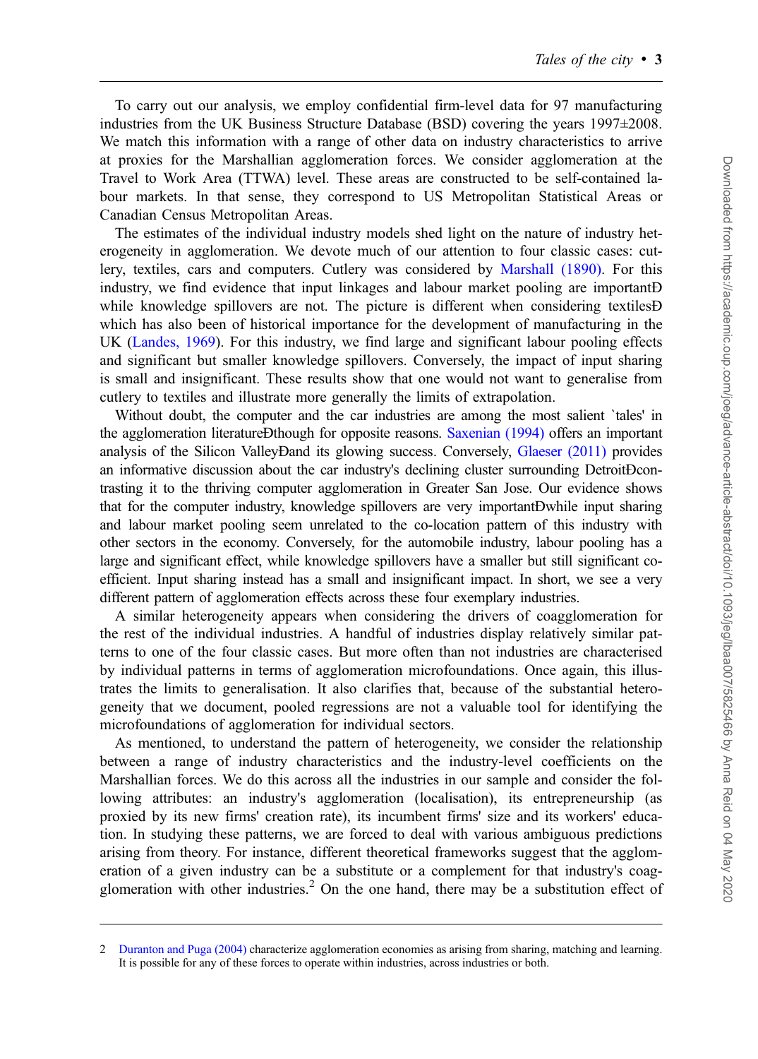To carry out our analysis, we employ confidential firm-level data for 97 manufacturing industries from the UK Business Structure Database (BSD) covering the years 1997±2008. We match this information with a range of other data on industry characteristics to arrive at proxies for the Marshallian agglomeration forces. We consider agglomeration at the Travel to Work Area (TTWA) level. These areas are constructed to be self-contained labour markets. In that sense, they correspond to US Metropolitan Statistical Areas or Canadian Census Metropolitan Areas.

The estimates of the individual industry models shed light on the nature of industry heterogeneity in agglomeration. We devote much of our attention to four classic cases: cutlery, textiles, cars and computers. Cutlery was considered by Marshall (1890). For this industry, we find evidence that input linkages and labour market pooling are importantÐ while knowledge spillovers are not. The picture is different when considering textilesÐ which has also been of historical importance for the development of manufacturing in the UK (Landes, 1969). For this industry, we find large and significant labour pooling effects and significant but smaller knowledge spillovers. Conversely, the impact of input sharing is small and insignificant. These results show that one would not want to generalise from cutlery to textiles and illustrate more generally the limits of extrapolation.

Without doubt, the computer and the car industries are among the most salient `tales' in the agglomeration literatureÐthough for opposite reasons. Saxenian (1994) offers an important analysis of the Silicon ValleyÐand its glowing success. Conversely, Glaeser (2011) provides an informative discussion about the car industry's declining cluster surrounding DetroitÐcontrasting it to the thriving computer agglomeration in Greater San Jose. Our evidence shows that for the computer industry, knowledge spillovers are very importantÐwhile input sharing and labour market pooling seem unrelated to the co-location pattern of this industry with other sectors in the economy. Conversely, for the automobile industry, labour pooling has a large and significant effect, while knowledge spillovers have a smaller but still significant coefficient. Input sharing instead has a small and insignificant impact. In short, we see a very different pattern of agglomeration effects across these four exemplary industries.

A similar heterogeneity appears when considering the drivers of coagglomeration for the rest of the individual industries. A handful of industries display relatively similar patterns to one of the four classic cases. But more often than not industries are characterised by individual patterns in terms of agglomeration microfoundations. Once again, this illustrates the limits to generalisation. It also clarifies that, because of the substantial heterogeneity that we document, pooled regressions are not a valuable tool for identifying the microfoundations of agglomeration for individual sectors.

As mentioned, to understand the pattern of heterogeneity, we consider the relationship between a range of industry characteristics and the industry-level coefficients on the Marshallian forces. We do this across all the industries in our sample and consider the following attributes: an industry's agglomeration (localisation), its entrepreneurship (as proxied by its new firms' creation rate), its incumbent firms' size and its workers' education. In studying these patterns, we are forced to deal with various ambiguous predictions arising from theory. For instance, different theoretical frameworks suggest that the agglomeration of a given industry can be a substitute or a complement for that industry's coagglomeration with other industries.[2] On the one hand, there may be a substitution effect of

---

[2] Duranton and Puga (2004) characterize agglomeration economies as arising from sharing, matching and learning. It is possible for any of these forces to operate within industries, across industries or both.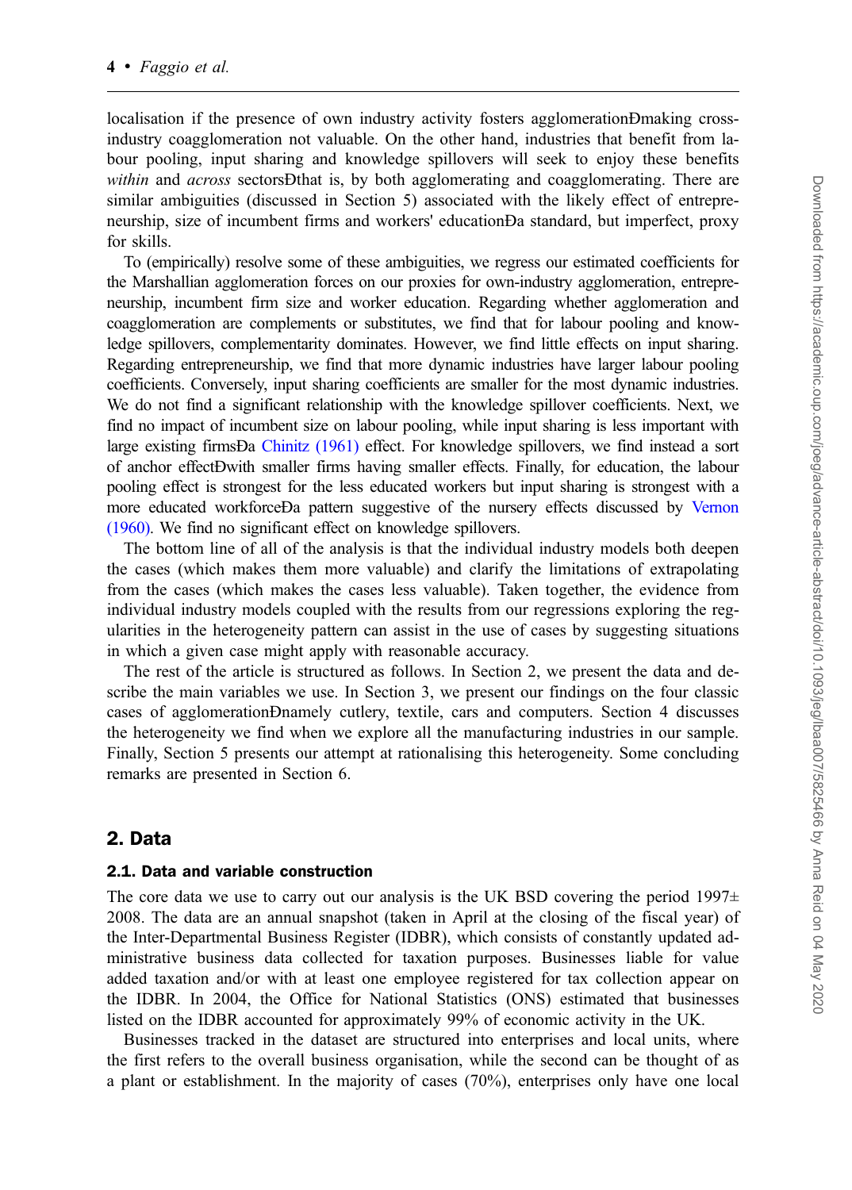localisation if the presence of own industry activity fosters agglomerationÐmaking cross-industry coagglomeration not valuable. On the other hand, industries that benefit from labour pooling, input sharing and knowledge spillovers will seek to enjoy these benefits *within* and *across* sectorsÐthat is, by both agglomerating and coagglomerating. There are similar ambiguities (discussed in Section 5) associated with the likely effect of entrepreneurship, size of incumbent firms and workers' educationÐa standard, but imperfect, proxy for skills.

To (empirically) resolve some of these ambiguities, we regress our estimated coefficients for the Marshallian agglomeration forces on our proxies for own-industry agglomeration, entrepreneurship, incumbent firm size and worker education. Regarding whether agglomeration and coagglomeration are complements or substitutes, we find that for labour pooling and knowledge spillovers, complementarity dominates. However, we find little effects on input sharing. Regarding entrepreneurship, we find that more dynamic industries have larger labour pooling coefficients. Conversely, input sharing coefficients are smaller for the most dynamic industries. We do not find a significant relationship with the knowledge spillover coefficients. Next, we find no impact of incumbent size on labour pooling, while input sharing is less important with large existing firmsÐa Chinitz (1961) effect. For knowledge spillovers, we find instead a sort of anchor effectÐwith smaller firms having smaller effects. Finally, for education, the labour pooling effect is strongest for the less educated workers but input sharing is strongest with a more educated workforceÐa pattern suggestive of the nursery effects discussed by Vernon (1960). We find no significant effect on knowledge spillovers.

The bottom line of all of the analysis is that the individual industry models both deepen the cases (which makes them more valuable) and clarify the limitations of extrapolating from the cases (which makes the cases less valuable). Taken together, the evidence from individual industry models coupled with the results from our regressions exploring the regularities in the heterogeneity pattern can assist in the use of cases by suggesting situations in which a given case might apply with reasonable accuracy.

The rest of the article is structured as follows. In Section 2, we present the data and describe the main variables we use. In Section 3, we present our findings on the four classic cases of agglomerationÐnamely cutlery, textile, cars and computers. Section 4 discusses the heterogeneity we find when we explore all the manufacturing industries in our sample. Finally, Section 5 presents our attempt at rationalising this heterogeneity. Some concluding remarks are presented in Section 6.

## 2. Data

### 2.1. Data and variable construction

The core data we use to carry out our analysis is the UK BSD covering the period 1997±2008. The data are an annual snapshot (taken in April at the closing of the fiscal year) of the Inter-Departmental Business Register (IDBR), which consists of constantly updated administrative business data collected for taxation purposes. Businesses liable for value added taxation and/or with at least one employee registered for tax collection appear on the IDBR. In 2004, the Office for National Statistics (ONS) estimated that businesses listed on the IDBR accounted for approximately 99% of economic activity in the UK.

Businesses tracked in the dataset are structured into enterprises and local units, where the first refers to the overall business organisation, while the second can be thought of as a plant or establishment. In the majority of cases (70%), enterprises only have one local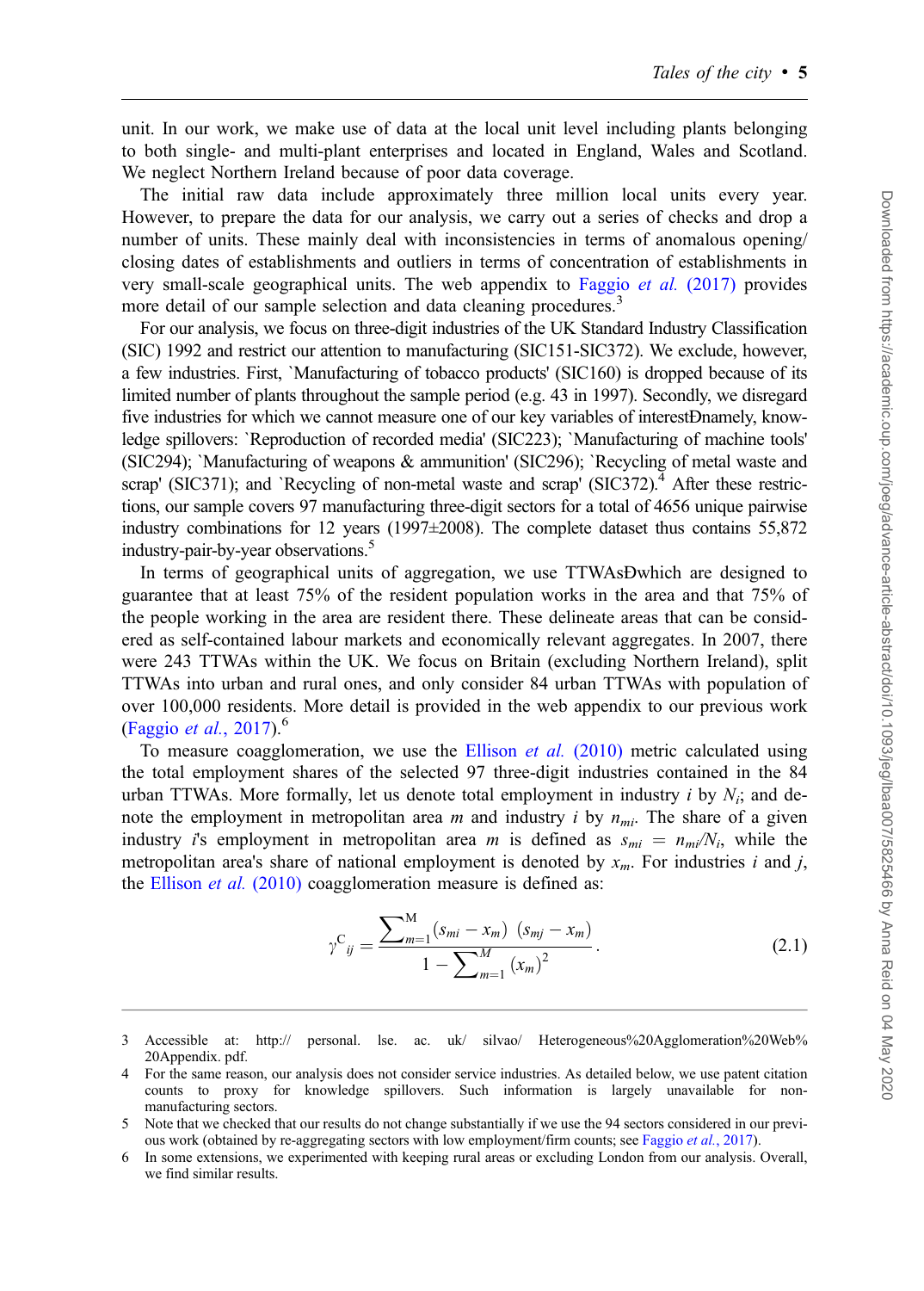unit. In our work, we make use of data at the local unit level including plants belonging to both single- and multi-plant enterprises and located in England, Wales and Scotland. We neglect Northern Ireland because of poor data coverage.

The initial raw data include approximately three million local units every year. However, to prepare the data for our analysis, we carry out a series of checks and drop a number of units. These mainly deal with inconsistencies in terms of anomalous opening/closing dates of establishments and outliers in terms of concentration of establishments in very small-scale geographical units. The web appendix to Faggio et al. (2017) provides more detail of our sample selection and data cleaning procedures.[3]

For our analysis, we focus on three-digit industries of the UK Standard Industry Classification (SIC) 1992 and restrict our attention to manufacturing (SIC151-SIC372). We exclude, however, a few industries. First, 'Manufacturing of tobacco products' (SIC160) is dropped because of its limited number of plants throughout the sample period (e.g. 43 in 1997). Secondly, we disregard five industries for which we cannot measure one of our key variables of interestÐnamely, knowledge spillovers: 'Reproduction of recorded media' (SIC223); 'Manufacturing of machine tools' (SIC294); 'Manufacturing of weapons & ammunition' (SIC296); 'Recycling of metal waste and scrap' (SIC371); and 'Recycling of non-metal waste and scrap' (SIC372).[4] After these restrictions, our sample covers 97 manufacturing three-digit sectors for a total of 4656 unique pairwise industry combinations for 12 years (1997±2008). The complete dataset thus contains 55,872 industry-pair-by-year observations.[5]

In terms of geographical units of aggregation, we use TTWAsÐwhich are designed to guarantee that at least 75% of the resident population works in the area and that 75% of the people working in the area are resident there. These delineate areas that can be considered as self-contained labour markets and economically relevant aggregates. In 2007, there were 243 TTWAs within the UK. We focus on Britain (excluding Northern Ireland), split TTWAs into urban and rural ones, and only consider 84 urban TTWAs with population of over 100,000 residents. More detail is provided in the web appendix to our previous work (Faggio et al., 2017).[6]

To measure coagglomeration, we use the Ellison et al. (2010) metric calculated using the total employment shares of the selected 97 three-digit industries contained in the 84 urban TTWAs. More formally, let us denote total employment in industry $i$ by $N_i$; and denote the employment in metropolitan area $m$ and industry $i$ by $n_{mi}$. The share of a given industry $i$'s employment in metropolitan area $m$ is defined as $s_{mi} = n_{mi}/N_i$, while the metropolitan area's share of national employment is denoted by $x_m$. For industries $i$ and $j$, the Ellison et al. (2010) coagglomeration measure is defined as:

$$\gamma^{C}{}_{ij} = \frac{\sum_{m=1}^{M} (s_{mi} - x_m)\ (s_{mj} - x_m)}{1 - \sum_{m=1}^{M} (x_m)^2}. \tag{2.1}$$

---

3 Accessible at: http:// personal. lse. ac. uk/ silvao/ Heterogeneous%20Agglomeration%20Web%20Appendix. pdf.

4 For the same reason, our analysis does not consider service industries. As detailed below, we use patent citation counts to proxy for knowledge spillovers. Such information is largely unavailable for non-manufacturing sectors.

5 Note that we checked that our results do not change substantially if we use the 94 sectors considered in our previous work (obtained by re-aggregating sectors with low employment/firm counts; see Faggio et al., 2017).

6 In some extensions, we experimented with keeping rural areas or excluding London from our analysis. Overall, we find similar results.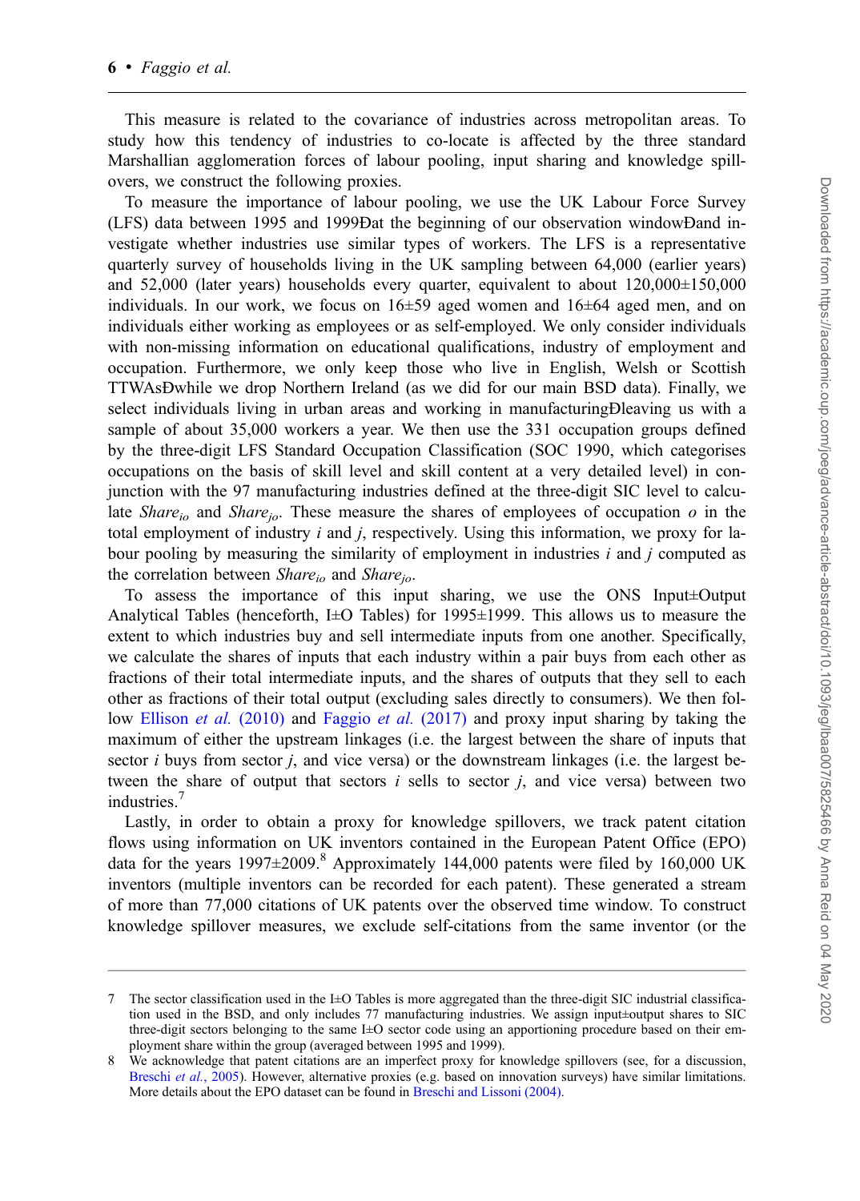This measure is related to the covariance of industries across metropolitan areas. To study how this tendency of industries to co-locate is affected by the three standard Marshallian agglomeration forces of labour pooling, input sharing and knowledge spillovers, we construct the following proxies.

To measure the importance of labour pooling, we use the UK Labour Force Survey (LFS) data between 1995 and 1999Ðat the beginning of our observation windowÐand investigate whether industries use similar types of workers. The LFS is a representative quarterly survey of households living in the UK sampling between 64,000 (earlier years) and 52,000 (later years) households every quarter, equivalent to about 120,000±150,000 individuals. In our work, we focus on 16±59 aged women and 16±64 aged men, and on individuals either working as employees or as self-employed. We only consider individuals with non-missing information on educational qualifications, industry of employment and occupation. Furthermore, we only keep those who live in English, Welsh or Scottish TTWAsÐwhile we drop Northern Ireland (as we did for our main BSD data). Finally, we select individuals living in urban areas and working in manufacturingÐleaving us with a sample of about 35,000 workers a year. We then use the 331 occupation groups defined by the three-digit LFS Standard Occupation Classification (SOC 1990, which categorises occupations on the basis of skill level and skill content at a very detailed level) in conjunction with the 97 manufacturing industries defined at the three-digit SIC level to calculate $Share_{io}$ and $Share_{jo}$. These measure the shares of employees of occupation $o$ in the total employment of industry $i$ and $j$, respectively. Using this information, we proxy for labour pooling by measuring the similarity of employment in industries $i$ and $j$ computed as the correlation between $Share_{io}$ and $Share_{jo}$.

To assess the importance of this input sharing, we use the ONS Input±Output Analytical Tables (henceforth, I±O Tables) for 1995±1999. This allows us to measure the extent to which industries buy and sell intermediate inputs from one another. Specifically, we calculate the shares of inputs that each industry within a pair buys from each other as fractions of their total intermediate inputs, and the shares of outputs that they sell to each other as fractions of their total output (excluding sales directly to consumers). We then follow Ellison *et al.* (2010) and Faggio *et al.* (2017) and proxy input sharing by taking the maximum of either the upstream linkages (i.e. the largest between the share of inputs that sector $i$ buys from sector $j$, and vice versa) or the downstream linkages (i.e. the largest between the share of output that sectors $i$ sells to sector $j$, and vice versa) between two industries.[7]

Lastly, in order to obtain a proxy for knowledge spillovers, we track patent citation flows using information on UK inventors contained in the European Patent Office (EPO) data for the years 1997±2009.[8] Approximately 144,000 patents were filed by 160,000 UK inventors (multiple inventors can be recorded for each patent). These generated a stream of more than 77,000 citations of UK patents over the observed time window. To construct knowledge spillover measures, we exclude self-citations from the same inventor (or the

---

7 The sector classification used in the I±O Tables is more aggregated than the three-digit SIC industrial classification used in the BSD, and only includes 77 manufacturing industries. We assign input±output shares to SIC three-digit sectors belonging to the same I±O sector code using an apportioning procedure based on their employment share within the group (averaged between 1995 and 1999).

8 We acknowledge that patent citations are an imperfect proxy for knowledge spillovers (see, for a discussion, Breschi *et al.*, 2005). However, alternative proxies (e.g. based on innovation surveys) have similar limitations. More details about the EPO dataset can be found in Breschi and Lissoni (2004).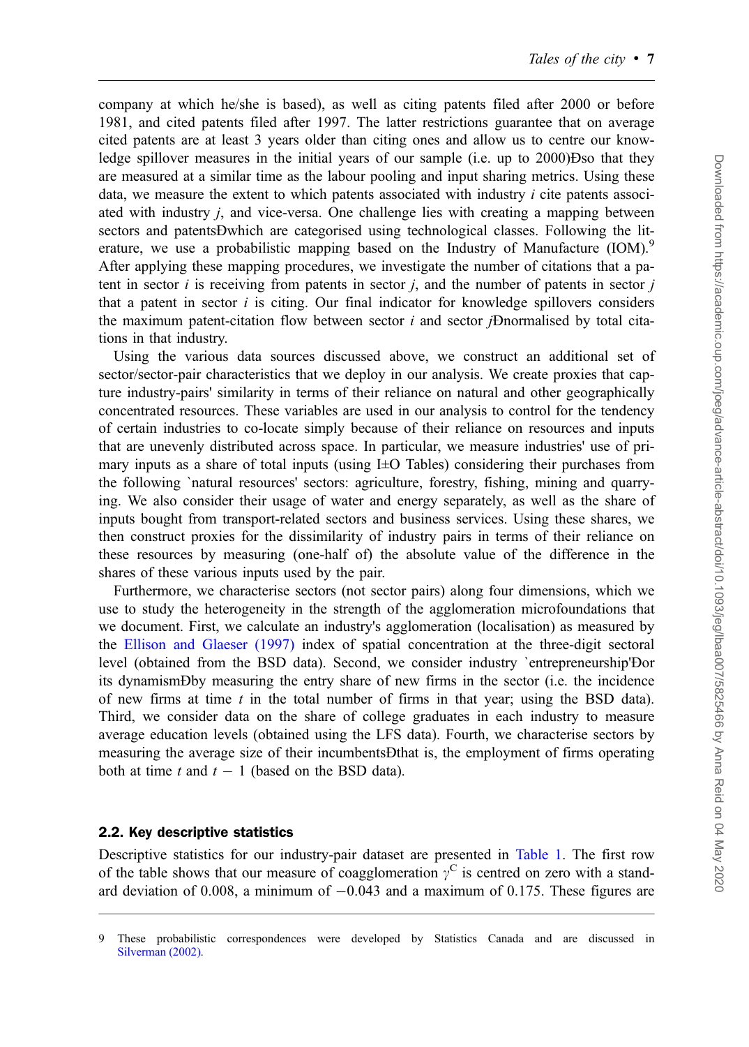company at which he/she is based), as well as citing patents filed after 2000 or before 1981, and cited patents filed after 1997. The latter restrictions guarantee that on average cited patents are at least 3 years older than citing ones and allow us to centre our knowledge spillover measures in the initial years of our sample (i.e. up to 2000)Ðso that they are measured at a similar time as the labour pooling and input sharing metrics. Using these data, we measure the extent to which patents associated with industry $i$ cite patents associated with industry $j$, and vice-versa. One challenge lies with creating a mapping between sectors and patentsÐwhich are categorised using technological classes. Following the literature, we use a probabilistic mapping based on the Industry of Manufacture (IOM).[9] After applying these mapping procedures, we investigate the number of citations that a patent in sector $i$ is receiving from patents in sector $j$, and the number of patents in sector $j$ that a patent in sector $i$ is citing. Our final indicator for knowledge spillovers considers the maximum patent-citation flow between sector $i$ and sector $j$Ðnormalised by total citations in that industry.

Using the various data sources discussed above, we construct an additional set of sector/sector-pair characteristics that we deploy in our analysis. We create proxies that capture industry-pairs' similarity in terms of their reliance on natural and other geographically concentrated resources. These variables are used in our analysis to control for the tendency of certain industries to co-locate simply because of their reliance on resources and inputs that are unevenly distributed across space. In particular, we measure industries' use of primary inputs as a share of total inputs (using I±O Tables) considering their purchases from the following `natural resources' sectors: agriculture, forestry, fishing, mining and quarrying. We also consider their usage of water and energy separately, as well as the share of inputs bought from transport-related sectors and business services. Using these shares, we then construct proxies for the dissimilarity of industry pairs in terms of their reliance on these resources by measuring (one-half of) the absolute value of the difference in the shares of these various inputs used by the pair.

Furthermore, we characterise sectors (not sector pairs) along four dimensions, which we use to study the heterogeneity in the strength of the agglomeration microfoundations that we document. First, we calculate an industry's agglomeration (localisation) as measured by the Ellison and Glaeser (1997) index of spatial concentration at the three-digit sectoral level (obtained from the BSD data). Second, we consider industry `entrepreneurship'Ðor its dynamismÐby measuring the entry share of new firms in the sector (i.e. the incidence of new firms at time $t$ in the total number of firms in that year; using the BSD data). Third, we consider data on the share of college graduates in each industry to measure average education levels (obtained using the LFS data). Fourth, we characterise sectors by measuring the average size of their incumbentsÐthat is, the employment of firms operating both at time $t$ and $t-1$ (based on the BSD data).

### 2.2. Key descriptive statistics

Descriptive statistics for our industry-pair dataset are presented in Table 1. The first row of the table shows that our measure of coagglomeration $\gamma^{C}$ is centred on zero with a standard deviation of 0.008, a minimum of $-0.043$ and a maximum of 0.175. These figures are

---

[9] These probabilistic correspondences were developed by Statistics Canada and are discussed in Silverman (2002).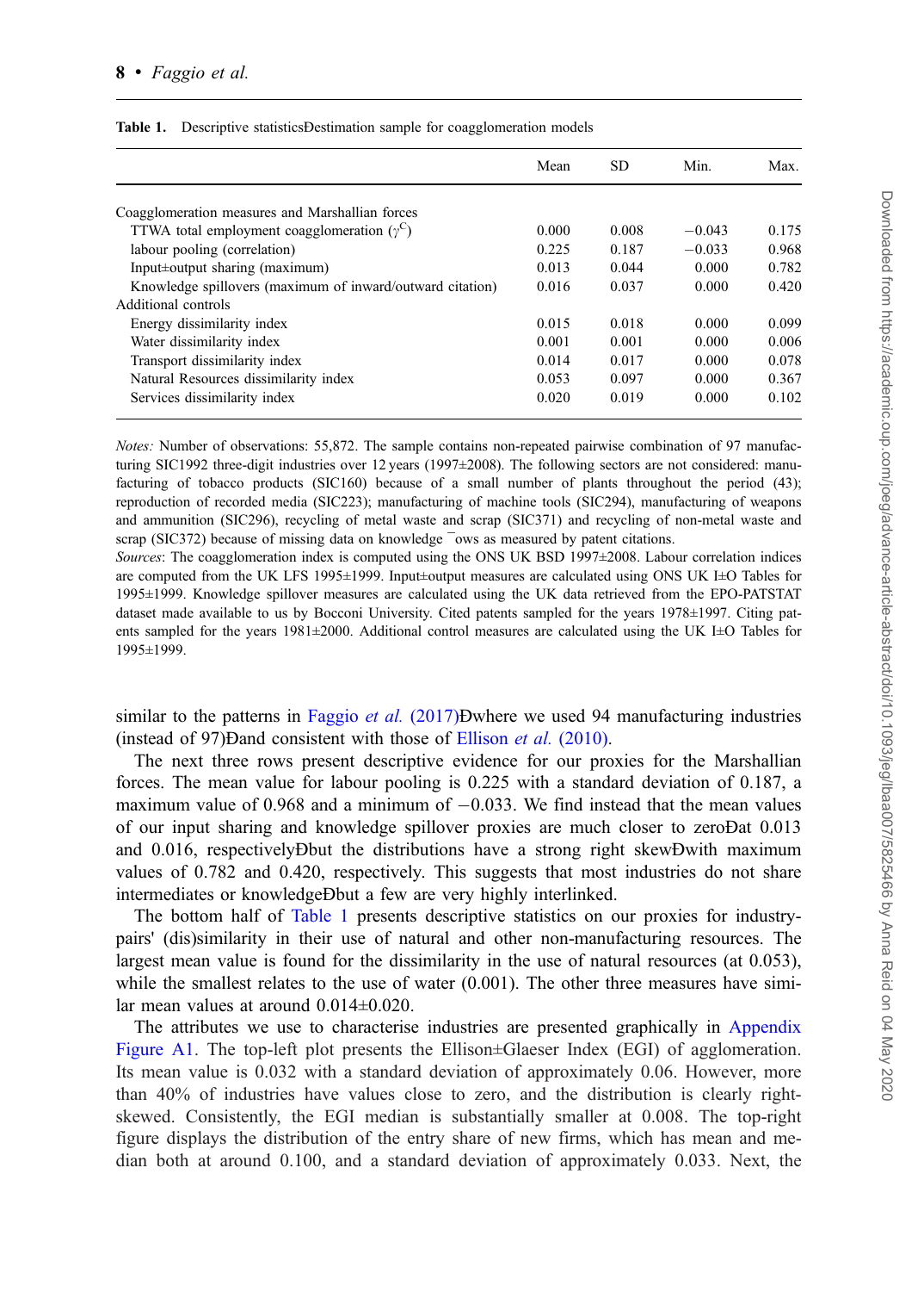**Table 1.** Descriptive statisticsÐDestination sample for coagglomeration models

| | Mean | SD | Min. | Max. |
|---|---|---|---|---|
| Coagglomeration measures and Marshallian forces | | | | |
| TTWA total employment coagglomeration ($\gamma^C$) | 0.000 | 0.008 | −0.043 | 0.175 |
| labour pooling (correlation) | 0.225 | 0.187 | −0.033 | 0.968 |
| Input±output sharing (maximum) | 0.013 | 0.044 | 0.000 | 0.782 |
| Knowledge spillovers (maximum of inward/outward citation) | 0.016 | 0.037 | 0.000 | 0.420 |
| Additional controls | | | | |
| Energy dissimilarity index | 0.015 | 0.018 | 0.000 | 0.099 |
| Water dissimilarity index | 0.001 | 0.001 | 0.000 | 0.006 |
| Transport dissimilarity index | 0.014 | 0.017 | 0.000 | 0.078 |
| Natural Resources dissimilarity index | 0.053 | 0.097 | 0.000 | 0.367 |
| Services dissimilarity index | 0.020 | 0.019 | 0.000 | 0.102 |

*Notes:* Number of observations: 55,872. The sample contains non-repeated pairwise combination of 97 manufacturing SIC1992 three-digit industries over 12 years (1997±2008). The following sectors are not considered: manufacturing of tobacco products (SIC160) because of a small number of plants throughout the period (43); reproduction of recorded media (SIC223); manufacturing of machine tools (SIC294), manufacturing of weapons and ammunition (SIC296), recycling of metal waste and scrap (SIC371) and recycling of non-metal waste and scrap (SIC372) because of missing data on knowledge ¯ows as measured by patent citations.

*Sources*: The coagglomeration index is computed using the ONS UK BSD 1997±2008. Labour correlation indices are computed from the UK LFS 1995±1999. Input±output measures are calculated using ONS UK I±O Tables for 1995±1999. Knowledge spillover measures are calculated using the UK data retrieved from the EPO-PATSTAT dataset made available to us by Bocconi University. Cited patents sampled for the years 1978±1997. Citing patents sampled for the years 1981±2000. Additional control measures are calculated using the UK I±O Tables for 1995±1999.

similar to the patterns in Faggio *et al.* (2017)Ðwhere we used 94 manufacturing industries (instead of 97)Ðand consistent with those of Ellison *et al.* (2010).

The next three rows present descriptive evidence for our proxies for the Marshallian forces. The mean value for labour pooling is 0.225 with a standard deviation of 0.187, a maximum value of 0.968 and a minimum of −0.033. We find instead that the mean values of our input sharing and knowledge spillover proxies are much closer to zeroÐat 0.013 and 0.016, respectivelyÐbut the distributions have a strong right skewÐwith maximum values of 0.782 and 0.420, respectively. This suggests that most industries do not share intermediates or knowledgeÐbut a few are very highly interlinked.

The bottom half of Table 1 presents descriptive statistics on our proxies for industry-pairs' (dis)similarity in their use of natural and other non-manufacturing resources. The largest mean value is found for the dissimilarity in the use of natural resources (at 0.053), while the smallest relates to the use of water (0.001). The other three measures have similar mean values at around 0.014±0.020.

The attributes we use to characterise industries are presented graphically in Appendix Figure A1. The top-left plot presents the Ellison±Glaeser Index (EGI) of agglomeration. Its mean value is 0.032 with a standard deviation of approximately 0.06. However, more than 40% of industries have values close to zero, and the distribution is clearly right-skewed. Consistently, the EGI median is substantially smaller at 0.008. The top-right figure displays the distribution of the entry share of new firms, which has mean and median both at around 0.100, and a standard deviation of approximately 0.033. Next, the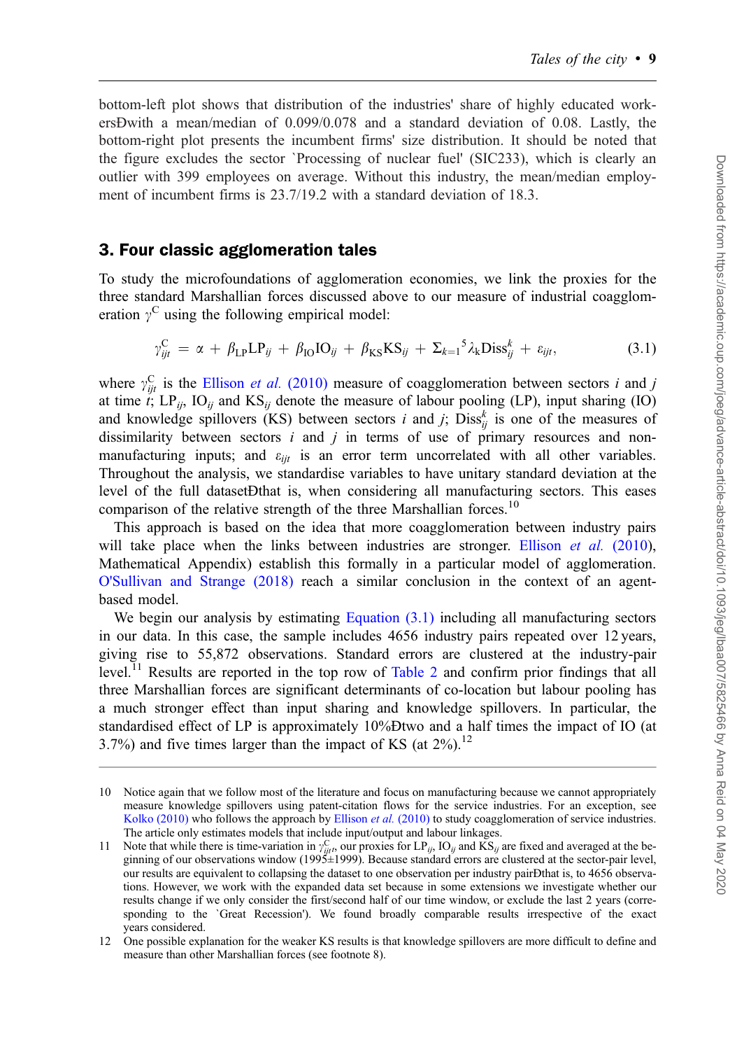bottom-left plot shows that distribution of the industries' share of highly educated workersÐwith a mean/median of 0.099/0.078 and a standard deviation of 0.08. Lastly, the bottom-right plot presents the incumbent firms' size distribution. It should be noted that the figure excludes the sector `Processing of nuclear fuel' (SIC233), which is clearly an outlier with 399 employees on average. Without this industry, the mean/median employment of incumbent firms is 23.7/19.2 with a standard deviation of 18.3.

## 3. Four classic agglomeration tales

To study the microfoundations of agglomeration economies, we link the proxies for the three standard Marshallian forces discussed above to our measure of industrial coagglomeration $\gamma^{C}$ using the following empirical model:

$$\gamma^{C}_{ijt} = \alpha + \beta_{LP}LP_{ij} + \beta_{IO}IO_{ij} + \beta_{KS}KS_{ij} + \Sigma_{k=1}{}^{5}\lambda_{k}Diss^{k}_{ij} + \varepsilon_{ijt}, \quad (3.1)$$

where $\gamma^{C}_{ijt}$ is the Ellison *et al.* (2010) measure of coagglomeration between sectors $i$ and $j$ at time $t$; $LP_{ij}$, $IO_{ij}$ and $KS_{ij}$ denote the measure of labour pooling (LP), input sharing (IO) and knowledge spillovers (KS) between sectors $i$ and $j$; $Diss^{k}_{ij}$ is one of the measures of dissimilarity between sectors $i$ and $j$ in terms of use of primary resources and non-manufacturing inputs; and $\varepsilon_{ijt}$ is an error term uncorrelated with all other variables. Throughout the analysis, we standardise variables to have unitary standard deviation at the level of the full datasetÐthat is, when considering all manufacturing sectors. This eases comparison of the relative strength of the three Marshallian forces.[10]

This approach is based on the idea that more coagglomeration between industry pairs will take place when the links between industries are stronger. Ellison *et al.* (2010), Mathematical Appendix) establish this formally in a particular model of agglomeration. O'Sullivan and Strange (2018) reach a similar conclusion in the context of an agent-based model.

We begin our analysis by estimating Equation (3.1) including all manufacturing sectors in our data. In this case, the sample includes 4656 industry pairs repeated over 12 years, giving rise to 55,872 observations. Standard errors are clustered at the industry-pair level.[11] Results are reported in the top row of Table 2 and confirm prior findings that all three Marshallian forces are significant determinants of co-location but labour pooling has a much stronger effect than input sharing and knowledge spillovers. In particular, the standardised effect of LP is approximately 10%Ðtwo and a half times the impact of IO (at 3.7%) and five times larger than the impact of KS (at 2%).[12]

10 Notice again that we follow most of the literature and focus on manufacturing because we cannot appropriately measure knowledge spillovers using patent-citation flows for the service industries. For an exception, see Kolko (2010) who follows the approach by Ellison *et al.* (2010) to study coagglomeration of service industries. The article only estimates models that include input/output and labour linkages.

11 Note that while there is time-variation in $\gamma^{C}_{ijt}$, our proxies for $LP_{ij}$, $IO_{ij}$ and $KS_{ij}$ are fixed and averaged at the beginning of our observations window (1995±1999). Because standard errors are clustered at the sector-pair level, our results are equivalent to collapsing the dataset to one observation per industry pairÐthat is, to 4656 observations. However, we work with the expanded data set because in some extensions we investigate whether our results change if we only consider the first/second half of our time window, or exclude the last 2 years (corresponding to the `Great Recession'). We found broadly comparable results irrespective of the exact years considered.

12 One possible explanation for the weaker KS results is that knowledge spillovers are more difficult to define and measure than other Marshallian forces (see footnote 8).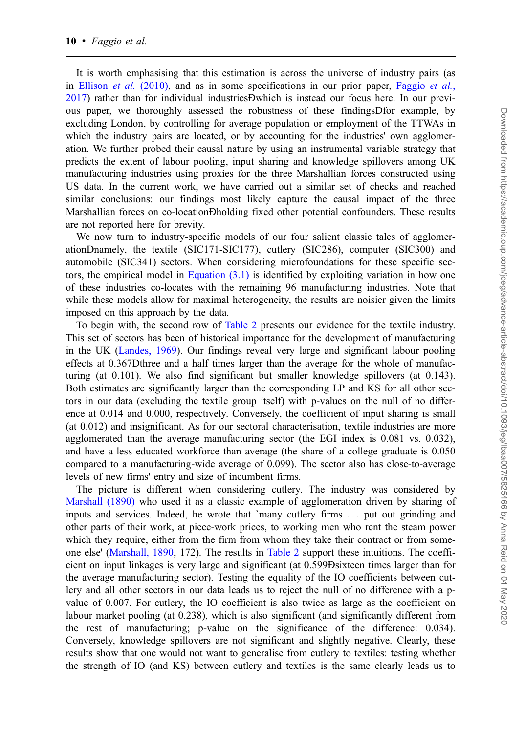It is worth emphasising that this estimation is across the universe of industry pairs (as in Ellison *et al.* (2010), and as in some specifications in our prior paper, Faggio *et al.*, 2017) rather than for individual industriesÐwhich is instead our focus here. In our previous paper, we thoroughly assessed the robustness of these findingsÐfor example, by excluding London, by controlling for average population or employment of the TTWAs in which the industry pairs are located, or by accounting for the industries' own agglomeration. We further probed their causal nature by using an instrumental variable strategy that predicts the extent of labour pooling, input sharing and knowledge spillovers among UK manufacturing industries using proxies for the three Marshallian forces constructed using US data. In the current work, we have carried out a similar set of checks and reached similar conclusions: our findings most likely capture the causal impact of the three Marshallian forces on co-locationÐholding fixed other potential confounders. These results are not reported here for brevity.

We now turn to industry-specific models of our four salient classic tales of agglomerationÐnamely, the textile (SIC171-SIC177), cutlery (SIC286), computer (SIC300) and automobile (SIC341) sectors. When considering microfoundations for these specific sectors, the empirical model in Equation (3.1) is identified by exploiting variation in how one of these industries co-locates with the remaining 96 manufacturing industries. Note that while these models allow for maximal heterogeneity, the results are noisier given the limits imposed on this approach by the data.

To begin with, the second row of Table 2 presents our evidence for the textile industry. This set of sectors has been of historical importance for the development of manufacturing in the UK (Landes, 1969). Our findings reveal very large and significant labour pooling effects at 0.367Ðthree and a half times larger than the average for the whole of manufacturing (at 0.101). We also find significant but smaller knowledge spillovers (at 0.143). Both estimates are significantly larger than the corresponding LP and KS for all other sectors in our data (excluding the textile group itself) with p-values on the null of no difference at 0.014 and 0.000, respectively. Conversely, the coefficient of input sharing is small (at 0.012) and insignificant. As for our sectoral characterisation, textile industries are more agglomerated than the average manufacturing sector (the EGI index is 0.081 vs. 0.032), and have a less educated workforce than average (the share of a college graduate is 0.050 compared to a manufacturing-wide average of 0.099). The sector also has close-to-average levels of new firms' entry and size of incumbent firms.

The picture is different when considering cutlery. The industry was considered by Marshall (1890) who used it as a classic example of agglomeration driven by sharing of inputs and services. Indeed, he wrote that `many cutlery firms . . . put out grinding and other parts of their work, at piece-work prices, to working men who rent the steam power which they require, either from the firm from whom they take their contract or from someone else' (Marshall, 1890, 172). The results in Table 2 support these intuitions. The coefficient on input linkages is very large and significant (at 0.599Ðsixteen times larger than for the average manufacturing sector). Testing the equality of the IO coefficients between cutlery and all other sectors in our data leads us to reject the null of no difference with a p-value of 0.007. For cutlery, the IO coefficient is also twice as large as the coefficient on labour market pooling (at 0.238), which is also significant (and significantly different from the rest of manufacturing; p-value on the significance of the difference: 0.034). Conversely, knowledge spillovers are not significant and slightly negative. Clearly, these results show that one would not want to generalise from cutlery to textiles: testing whether the strength of IO (and KS) between cutlery and textiles is the same clearly leads us to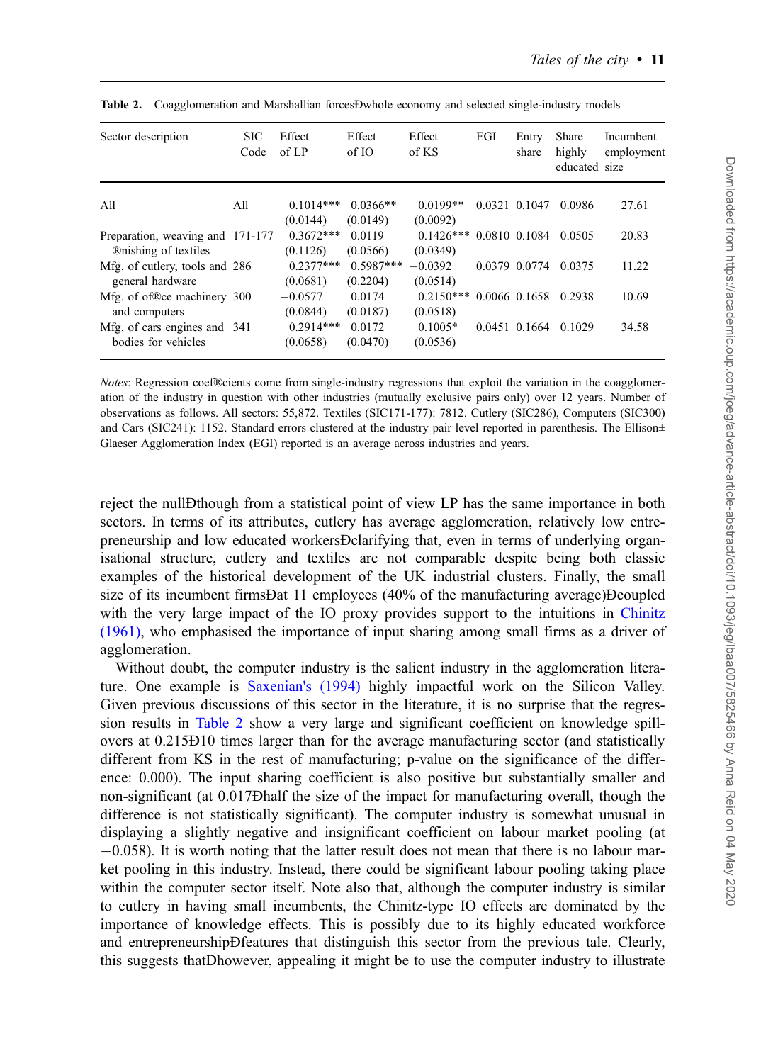**Table 2.** Coagglomeration and Marshallian forcesÐwhole economy and selected single-industry models

| Sector description | SIC Code | Effect of LP | Effect of IO | Effect of KS | EGI | Entry share | Share highly educated | Incumbent employment size |
|---|---|---|---|---|---|---|---|---|
| All | All | 0.1014*** (0.0144) | 0.0366** (0.0149) | 0.0199** (0.0092) | 0.0321 | 0.1047 | 0.0986 | 27.61 |
| Preparation, weaving and ®nishing of textiles | 171-177 | 0.3672*** (0.1126) | 0.0119 (0.0566) | 0.1426*** (0.0349) | 0.0810 | 0.1084 | 0.0505 | 20.83 |
| Mfg. of cutlery, tools and general hardware | 286 | 0.2377*** (0.0681) | 0.5987*** (0.2204) | −0.0392 (0.0514) | 0.0379 | 0.0774 | 0.0375 | 11.22 |
| Mfg. of of®ce machinery and computers | 300 | −0.0577 (0.0844) | 0.0174 (0.0187) | 0.2150*** (0.0518) | 0.0066 | 0.1658 | 0.2938 | 10.69 |
| Mfg. of cars engines and bodies for vehicles | 341 | 0.2914*** (0.0658) | 0.0172 (0.0470) | 0.1005* (0.0536) | 0.0451 | 0.1664 | 0.1029 | 34.58 |

*Notes*: Regression coef®cients come from single-industry regressions that exploit the variation in the coagglomeration of the industry in question with other industries (mutually exclusive pairs only) over 12 years. Number of observations as follows. All sectors: 55,872. Textiles (SIC171-177): 7812. Cutlery (SIC286), Computers (SIC300) and Cars (SIC241): 1152. Standard errors clustered at the industry pair level reported in parenthesis. The Ellison± Glaeser Agglomeration Index (EGI) reported is an average across industries and years.

reject the nullÐthough from a statistical point of view LP has the same importance in both sectors. In terms of its attributes, cutlery has average agglomeration, relatively low entrepreneurship and low educated workersÐclarifying that, even in terms of underlying organisational structure, cutlery and textiles are not comparable despite being both classic examples of the historical development of the UK industrial clusters. Finally, the small size of its incumbent firmsÐat 11 employees (40% of the manufacturing average)Ðcoupled with the very large impact of the IO proxy provides support to the intuitions in Chinitz (1961), who emphasised the importance of input sharing among small firms as a driver of agglomeration.

Without doubt, the computer industry is the salient industry in the agglomeration literature. One example is Saxenian's (1994) highly impactful work on the Silicon Valley. Given previous discussions of this sector in the literature, it is no surprise that the regression results in Table 2 show a very large and significant coefficient on knowledge spillovers at 0.215Ð10 times larger than for the average manufacturing sector (and statistically different from KS in the rest of manufacturing; p-value on the significance of the difference: 0.000). The input sharing coefficient is also positive but substantially smaller and non-significant (at 0.017Ðhalf the size of the impact for manufacturing overall, though the difference is not statistically significant). The computer industry is somewhat unusual in displaying a slightly negative and insignificant coefficient on labour market pooling (at −0.058). It is worth noting that the latter result does not mean that there is no labour market pooling in this industry. Instead, there could be significant labour pooling taking place within the computer sector itself. Note also that, although the computer industry is similar to cutlery in having small incumbents, the Chinitz-type IO effects are dominated by the importance of knowledge effects. This is possibly due to its highly educated workforce and entrepreneurshipÐfeatures that distinguish this sector from the previous tale. Clearly, this suggests thatÐhowever, appealing it might be to use the computer industry to illustrate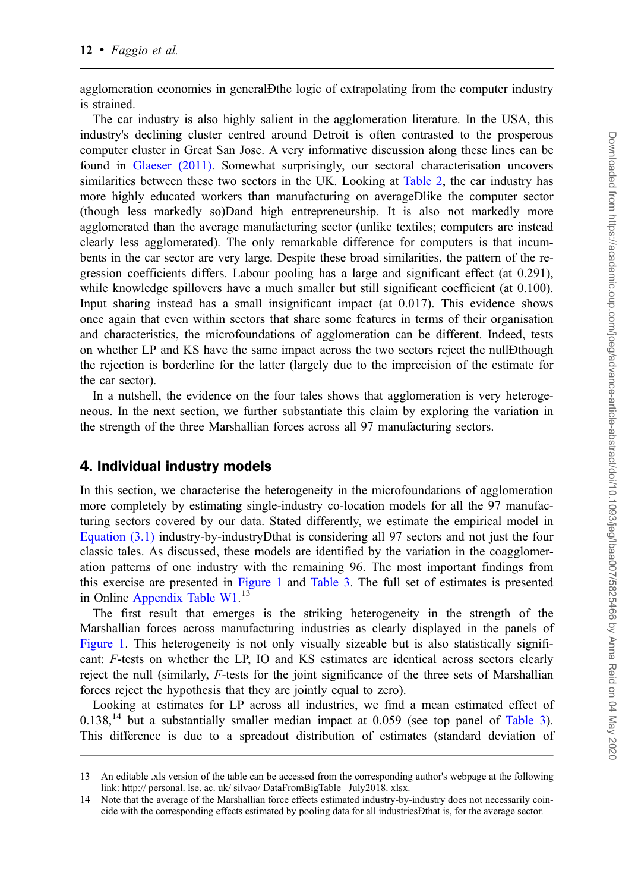agglomeration economies in generalÐthe logic of extrapolating from the computer industry is strained.

The car industry is also highly salient in the agglomeration literature. In the USA, this industry's declining cluster centred around Detroit is often contrasted to the prosperous computer cluster in Great San Jose. A very informative discussion along these lines can be found in Glaeser (2011). Somewhat surprisingly, our sectoral characterisation uncovers similarities between these two sectors in the UK. Looking at Table 2, the car industry has more highly educated workers than manufacturing on averageÐlike the computer sector (though less markedly so)Ðand high entrepreneurship. It is also not markedly more agglomerated than the average manufacturing sector (unlike textiles; computers are instead clearly less agglomerated). The only remarkable difference for computers is that incumbents in the car sector are very large. Despite these broad similarities, the pattern of the regression coefficients differs. Labour pooling has a large and significant effect (at 0.291), while knowledge spillovers have a much smaller but still significant coefficient (at 0.100). Input sharing instead has a small insignificant impact (at 0.017). This evidence shows once again that even within sectors that share some features in terms of their organisation and characteristics, the microfoundations of agglomeration can be different. Indeed, tests on whether LP and KS have the same impact across the two sectors reject the nullÐthough the rejection is borderline for the latter (largely due to the imprecision of the estimate for the car sector).

In a nutshell, the evidence on the four tales shows that agglomeration is very heterogeneous. In the next section, we further substantiate this claim by exploring the variation in the strength of the three Marshallian forces across all 97 manufacturing sectors.

## 4. Individual industry models

In this section, we characterise the heterogeneity in the microfoundations of agglomeration more completely by estimating single-industry co-location models for all the 97 manufacturing sectors covered by our data. Stated differently, we estimate the empirical model in Equation (3.1) industry-by-industryÐthat is considering all 97 sectors and not just the four classic tales. As discussed, these models are identified by the variation in the coagglomeration patterns of one industry with the remaining 96. The most important findings from this exercise are presented in Figure 1 and Table 3. The full set of estimates is presented in Online Appendix Table W1.[13]

The first result that emerges is the striking heterogeneity in the strength of the Marshallian forces across manufacturing industries as clearly displayed in the panels of Figure 1. This heterogeneity is not only visually sizeable but is also statistically significant: *F*-tests on whether the LP, IO and KS estimates are identical across sectors clearly reject the null (similarly, *F*-tests for the joint significance of the three sets of Marshallian forces reject the hypothesis that they are jointly equal to zero).

Looking at estimates for LP across all industries, we find a mean estimated effect of 0.138,[14] but a substantially smaller median impact at 0.059 (see top panel of Table 3). This difference is due to a spreadout distribution of estimates (standard deviation of

---

13 An editable .xls version of the table can be accessed from the corresponding author's webpage at the following link: http:// personal. lse. ac. uk/ silvao/ DataFromBigTable_ July2018. xlsx.

14 Note that the average of the Marshallian force effects estimated industry-by-industry does not necessarily coincide with the corresponding effects estimated by pooling data for all industriesÐthat is, for the average sector.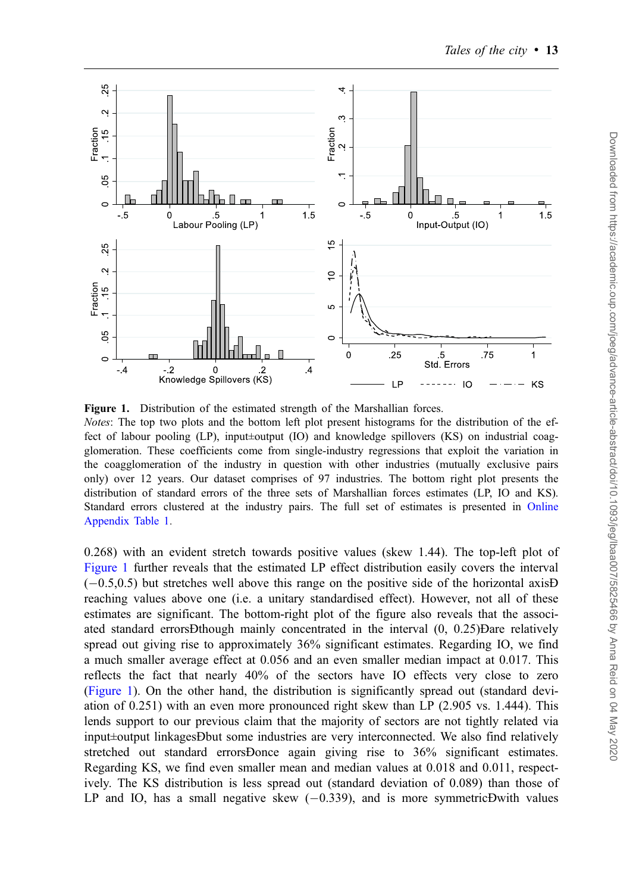**Figure 1.** Distribution of the estimated strength of the Marshallian forces.

*Notes*: The top two plots and the bottom left plot present histograms for the distribution of the effect of labour pooling (LP), input±output (IO) and knowledge spillovers (KS) on industrial coagglomeration. These coefficients come from single-industry regressions that exploit the variation in the coagglomeration of the industry in question with other industries (mutually exclusive pairs only) over 12 years. Our dataset comprises of 97 industries. The bottom right plot presents the distribution of standard errors of the three sets of Marshallian forces estimates (LP, IO and KS). Standard errors clustered at the industry pairs. The full set of estimates is presented in Online Appendix Table 1.

0.268) with an evident stretch towards positive values (skew 1.44). The top-left plot of Figure 1 further reveals that the estimated LP effect distribution easily covers the interval (−0.5,0.5) but stretches well above this range on the positive side of the horizontal axisÐreaching values above one (i.e. a unitary standardised effect). However, not all of these estimates are significant. The bottom-right plot of the figure also reveals that the associated standard errorsÐthough mainly concentrated in the interval (0, 0.25)Ðare relatively spread out giving rise to approximately 36% significant estimates. Regarding IO, we find a much smaller average effect at 0.056 and an even smaller median impact at 0.017. This reflects the fact that nearly 40% of the sectors have IO effects very close to zero (Figure 1). On the other hand, the distribution is significantly spread out (standard deviation of 0.251) with an even more pronounced right skew than LP (2.905 vs. 1.444). This lends support to our previous claim that the majority of sectors are not tightly related via input±output linkagesÐbut some industries are very interconnected. We also find relatively stretched out standard errorsÐonce again giving rise to 36% significant estimates. Regarding KS, we find even smaller mean and median values at 0.018 and 0.011, respectively. The KS distribution is less spread out (standard deviation of 0.089) than those of LP and IO, has a small negative skew (−0.339), and is more symmetricÐwith values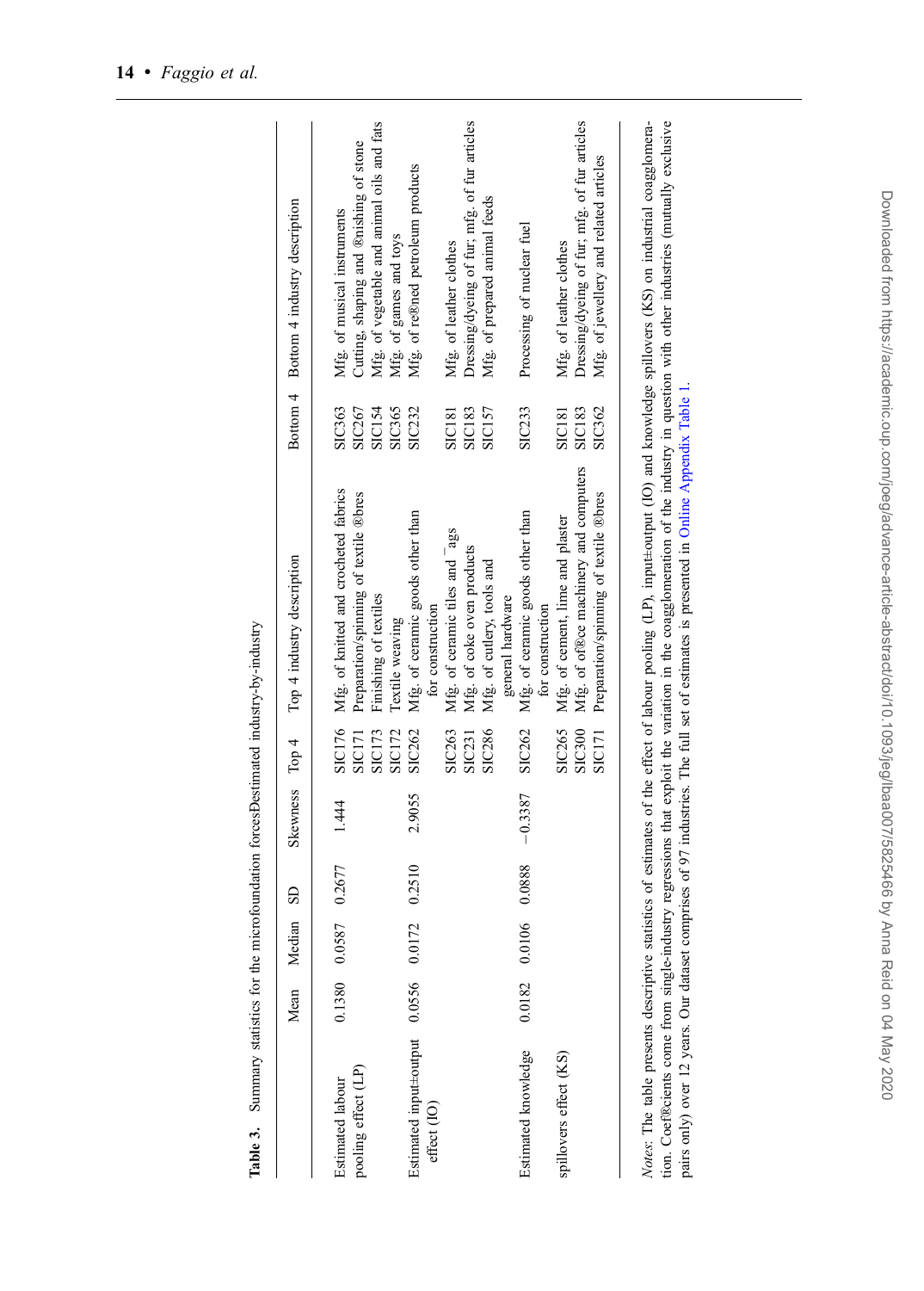**Table 3.** Summary statistics for the microfoundation forces—estimated industry-by-industry

| | Mean | Median | SD | Skewness | Top 4 | Top 4 industry description | Bottom 4 | Bottom 4 industry description |
|---|---|---|---|---|---|---|---|---|
| Estimated labour pooling effect (LP) | 0.1380 | 0.0587 | 0.2677 | 1.444 | SIC176 | Mfg. of knitted and crocheted fabrics | SIC363 | Mfg. of musical instruments |
| | | | | | SIC171 | Preparation/spinning of textile fibres | SIC267 | Cutting, shaping and finishing of stone |
| | | | | | SIC173 | Finishing of textiles | SIC154 | Mfg. of vegetable and animal oils and fats |
| | | | | | SIC172 | Textile weaving | SIC365 | Mfg. of games and toys |
| Estimated input–output effect (IO) | 0.0556 | 0.0172 | 0.2510 | 2.9055 | SIC262 | Mfg. of ceramic goods other than for construction | SIC232 | Mfg. of refined petroleum products |
| | | | | | SIC263 | Mfg. of ceramic tiles and flags | SIC181 | Mfg. of leather clothes |
| | | | | | SIC231 | Mfg. of coke oven products | SIC183 | Dressing/dyeing of fur; mfg. of fur articles |
| | | | | | SIC286 | Mfg. of cutlery, tools and general hardware | SIC157 | Mfg. of prepared animal feeds |
| Estimated knowledge spillovers effect (KS) | 0.0182 | 0.0106 | 0.0888 | −0.3387 | SIC262 | Mfg. of ceramic goods other than for construction | SIC233 | Processing of nuclear fuel |
| | | | | | SIC265 | Mfg. of cement, lime and plaster | SIC181 | Mfg. of leather clothes |
| | | | | | SIC300 | Mfg. of office machinery and computers | SIC183 | Dressing/dyeing of fur; mfg. of fur articles |
| | | | | | SIC171 | Preparation/spinning of textile fibres | SIC362 | Mfg. of jewellery and related articles |

*Notes*: The table presents descriptive statistics of estimates of the effect of labour pooling (LP), input–output (IO) and knowledge spillovers (KS) on industrial coagglomeration. Coefficients come from single-industry regressions that exploit the variation in the coagglomeration of the industry in question with other industries (mutually exclusive pairs only) over 12 years. Our dataset comprises of 97 industries. The full set of estimates is presented in Online Appendix Table 1.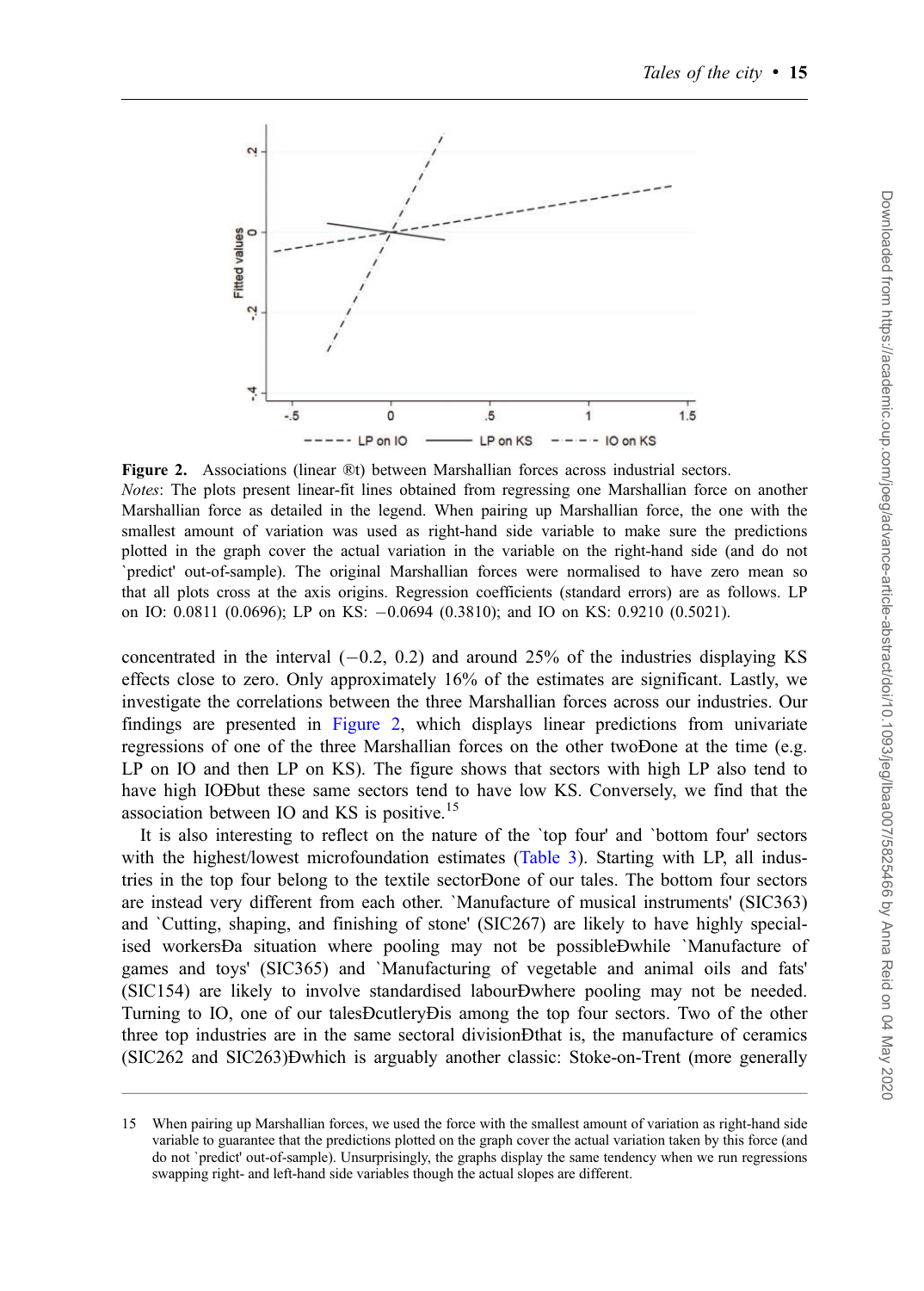**Figure 2.** Associations (linear fit) between Marshallian forces across industrial sectors.

*Notes*: The plots present linear-fit lines obtained from regressing one Marshallian force on another Marshallian force as detailed in the legend. When pairing up Marshallian force, the one with the smallest amount of variation was used as right-hand side variable to make sure the predictions plotted in the graph cover the actual variation in the variable on the right-hand side (and do not 'predict' out-of-sample). The original Marshallian forces were normalised to have zero mean so that all plots cross at the axis origins. Regression coefficients (standard errors) are as follows. LP on IO: 0.0811 (0.0696); LP on KS: −0.0694 (0.3810); and IO on KS: 0.9210 (0.5021).

concentrated in the interval (−0.2, 0.2) and around 25% of the industries displaying KS effects close to zero. Only approximately 16% of the estimates are significant. Lastly, we investigate the correlations between the three Marshallian forces across our industries. Our findings are presented in Figure 2, which displays linear predictions from univariate regressions of one of the three Marshallian forces on the other two—one at the time (e.g. LP on IO and then LP on KS). The figure shows that sectors with high LP also tend to have high IO—but these same sectors tend to have low KS. Conversely, we find that the association between IO and KS is positive.[15]

It is also interesting to reflect on the nature of the 'top four' and 'bottom four' sectors with the highest/lowest microfoundation estimates (Table 3). Starting with LP, all industries in the top four belong to the textile sector—one of our tales. The bottom four sectors are instead very different from each other. 'Manufacture of musical instruments' (SIC363) and 'Cutting, shaping, and finishing of stone' (SIC267) are likely to have highly specialised workers—a situation where pooling may not be possible—while 'Manufacture of games and toys' (SIC365) and 'Manufacturing of vegetable and animal oils and fats' (SIC154) are likely to involve standardised labour—where pooling may not be needed. Turning to IO, one of our tales—cutlery—is among the top four sectors. Two of the other three top industries are in the same sectoral division—that is, the manufacture of ceramics (SIC262 and SIC263)—which is arguably another classic: Stoke-on-Trent (more generally

---

15 When pairing up Marshallian forces, we used the force with the smallest amount of variation as right-hand side variable to guarantee that the predictions plotted on the graph cover the actual variation taken by this force (and do not 'predict' out-of-sample). Unsurprisingly, the graphs display the same tendency when we run regressions swapping right- and left-hand side variables though the actual slopes are different.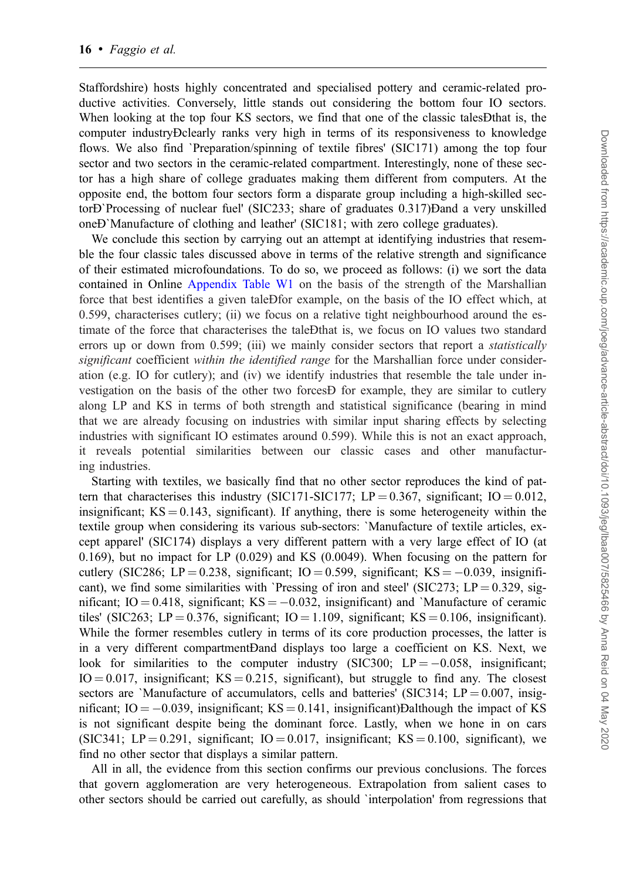Staffordshire) hosts highly concentrated and specialised pottery and ceramic-related productive activities. Conversely, little stands out considering the bottom four IO sectors. When looking at the top four KS sectors, we find that one of the classic talesÐthat is, the computer industryÐclearly ranks very high in terms of its responsiveness to knowledge flows. We also find `Preparation/spinning of textile fibres' (SIC171) among the top four sector and two sectors in the ceramic-related compartment. Interestingly, none of these sector has a high share of college graduates making them different from computers. At the opposite end, the bottom four sectors form a disparate group including a high-skilled sectorÐ`Processing of nuclear fuel' (SIC233; share of graduates 0.317)Ðand a very unskilled oneÐ`Manufacture of clothing and leather' (SIC181; with zero college graduates).

We conclude this section by carrying out an attempt at identifying industries that resemble the four classic tales discussed above in terms of the relative strength and significance of their estimated microfoundations. To do so, we proceed as follows: (i) we sort the data contained in Online Appendix Table W1 on the basis of the strength of the Marshallian force that best identifies a given taleÐfor example, on the basis of the IO effect which, at 0.599, characterises cutlery; (ii) we focus on a relative tight neighbourhood around the estimate of the force that characterises the taleÐthat is, we focus on IO values two standard errors up or down from 0.599; (iii) we mainly consider sectors that report a *statistically significant* coefficient *within the identified range* for the Marshallian force under consideration (e.g. IO for cutlery); and (iv) we identify industries that resemble the tale under investigation on the basis of the other two forcesÐ for example, they are similar to cutlery along LP and KS in terms of both strength and statistical significance (bearing in mind that we are already focusing on industries with similar input sharing effects by selecting industries with significant IO estimates around 0.599). While this is not an exact approach, it reveals potential similarities between our classic cases and other manufacturing industries.

Starting with textiles, we basically find that no other sector reproduces the kind of pattern that characterises this industry (SIC171-SIC177; LP = 0.367, significant; IO = 0.012, insignificant; KS = 0.143, significant). If anything, there is some heterogeneity within the textile group when considering its various sub-sectors: `Manufacture of textile articles, except apparel' (SIC174) displays a very different pattern with a very large effect of IO (at 0.169), but no impact for LP (0.029) and KS (0.0049). When focusing on the pattern for cutlery (SIC286; LP = 0.238, significant; IO = 0.599, significant; KS = −0.039, insignificant), we find some similarities with `Pressing of iron and steel' (SIC273; LP = 0.329, significant; IO = 0.418, significant; KS = −0.032, insignificant) and `Manufacture of ceramic tiles' (SIC263; LP = 0.376, significant; IO = 1.109, significant; KS = 0.106, insignificant). While the former resembles cutlery in terms of its core production processes, the latter is in a very different compartmentÐand displays too large a coefficient on KS. Next, we look for similarities to the computer industry (SIC300; LP = −0.058, insignificant; IO = 0.017, insignificant; KS = 0.215, significant), but struggle to find any. The closest sectors are `Manufacture of accumulators, cells and batteries' (SIC314; LP = 0.007, insignificant; IO = −0.039, insignificant; KS = 0.141, insignificant)Ðalthough the impact of KS is not significant despite being the dominant force. Lastly, when we hone in on cars (SIC341; LP = 0.291, significant; IO = 0.017, insignificant; KS = 0.100, significant), we find no other sector that displays a similar pattern.

All in all, the evidence from this section confirms our previous conclusions. The forces that govern agglomeration are very heterogeneous. Extrapolation from salient cases to other sectors should be carried out carefully, as should `interpolation' from regressions that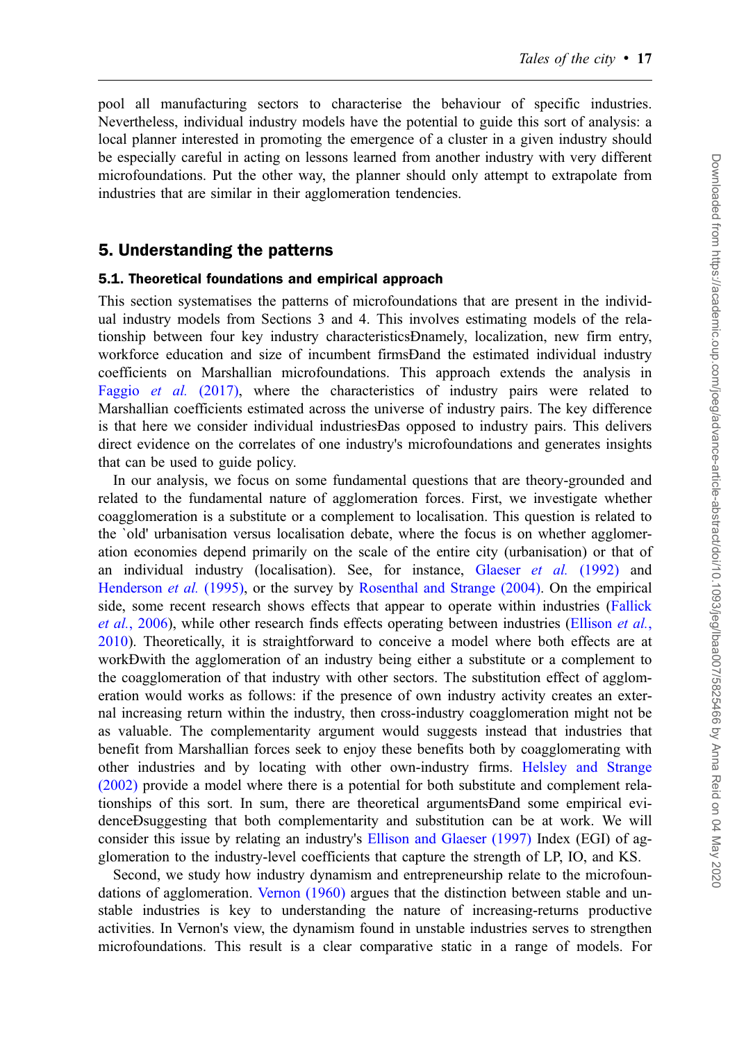pool all manufacturing sectors to characterise the behaviour of specific industries. Nevertheless, individual industry models have the potential to guide this sort of analysis: a local planner interested in promoting the emergence of a cluster in a given industry should be especially careful in acting on lessons learned from another industry with very different microfoundations. Put the other way, the planner should only attempt to extrapolate from industries that are similar in their agglomeration tendencies.

## 5. Understanding the patterns

### 5.1. Theoretical foundations and empirical approach

This section systematises the patterns of microfoundations that are present in the individual industry models from Sections 3 and 4. This involves estimating models of the relationship between four key industry characteristicsÐnamely, localization, new firm entry, workforce education and size of incumbent firmsÐand the estimated individual industry coefficients on Marshallian microfoundations. This approach extends the analysis in Faggio *et al.* (2017), where the characteristics of industry pairs were related to Marshallian coefficients estimated across the universe of industry pairs. The key difference is that here we consider individual industriesÐas opposed to industry pairs. This delivers direct evidence on the correlates of one industry's microfoundations and generates insights that can be used to guide policy.

In our analysis, we focus on some fundamental questions that are theory-grounded and related to the fundamental nature of agglomeration forces. First, we investigate whether coagglomeration is a substitute or a complement to localisation. This question is related to the `old' urbanisation versus localisation debate, where the focus is on whether agglomeration economies depend primarily on the scale of the entire city (urbanisation) or that of an individual industry (localisation). See, for instance, Glaeser *et al.* (1992) and Henderson *et al.* (1995), or the survey by Rosenthal and Strange (2004). On the empirical side, some recent research shows effects that appear to operate within industries (Fallick *et al.*, 2006), while other research finds effects operating between industries (Ellison *et al.*, 2010). Theoretically, it is straightforward to conceive a model where both effects are at workÐwith the agglomeration of an industry being either a substitute or a complement to the coagglomeration of that industry with other sectors. The substitution effect of agglomeration would works as follows: if the presence of own industry activity creates an external increasing return within the industry, then cross-industry coagglomeration might not be as valuable. The complementarity argument would suggest instead that industries that benefit from Marshallian forces seek to enjoy these benefits both by coagglomerating with other industries and by locating with other own-industry firms. Helsley and Strange (2002) provide a model where there is a potential for both substitute and complement relationships of this sort. In sum, there are theoretical argumentsÐand some empirical evidenceÐsuggesting that both complementarity and substitution can be at work. We will consider this issue by relating an industry's Ellison and Glaeser (1997) Index (EGI) of agglomeration to the industry-level coefficients that capture the strength of LP, IO, and KS.

Second, we study how industry dynamism and entrepreneurship relate to the microfoundations of agglomeration. Vernon (1960) argues that the distinction between stable and unstable industries is key to understanding the nature of increasing-returns productive activities. In Vernon's view, the dynamism found in unstable industries serves to strengthen microfoundations. This result is a clear comparative static in a range of models. For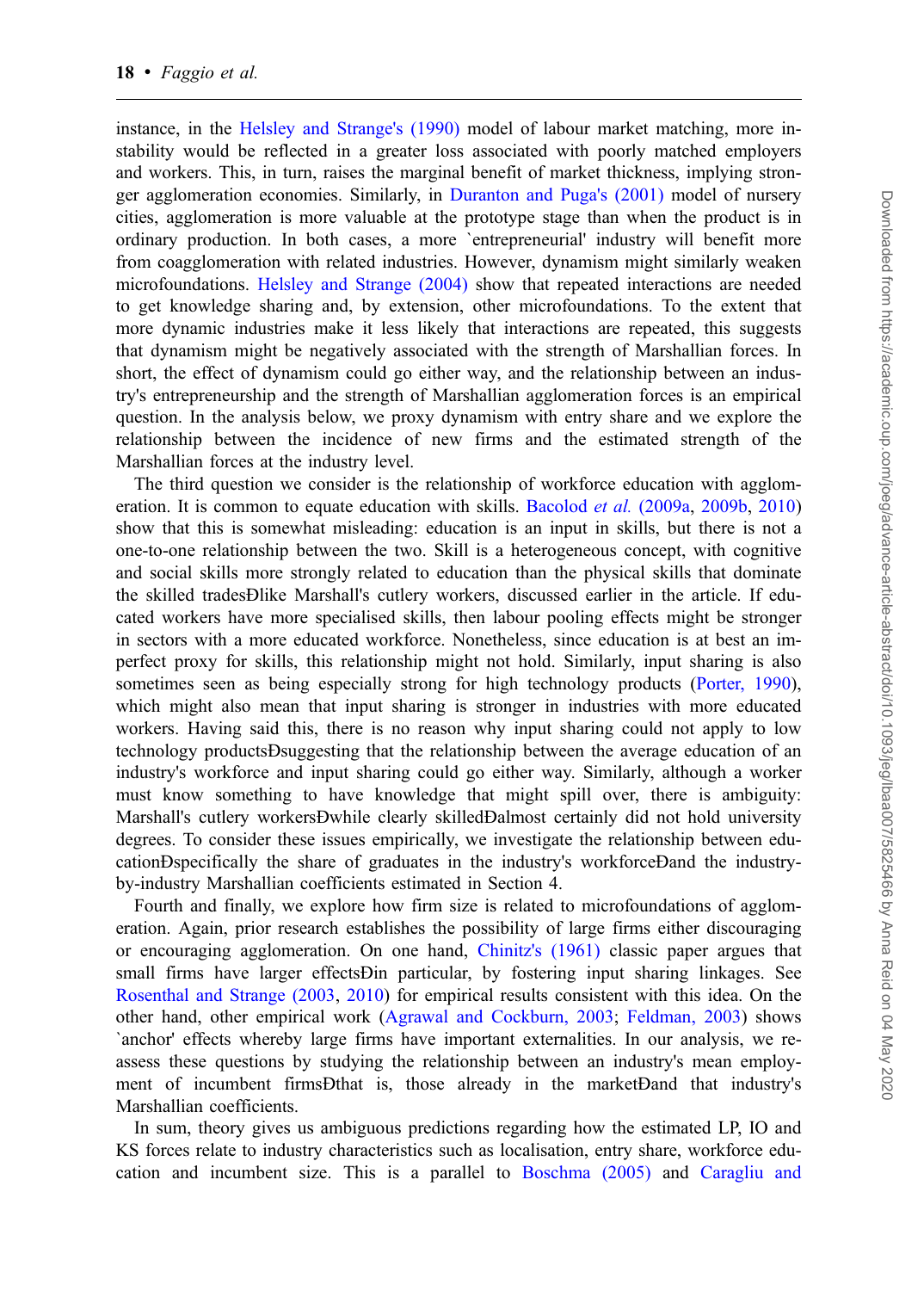instance, in the Helsley and Strange's (1990) model of labour market matching, more instability would be reflected in a greater loss associated with poorly matched employers and workers. This, in turn, raises the marginal benefit of market thickness, implying stronger agglomeration economies. Similarly, in Duranton and Puga's (2001) model of nursery cities, agglomeration is more valuable at the prototype stage than when the product is in ordinary production. In both cases, a more 'entrepreneurial' industry will benefit more from coagglomeration with related industries. However, dynamism might similarly weaken microfoundations. Helsley and Strange (2004) show that repeated interactions are needed to get knowledge sharing and, by extension, other microfoundations. To the extent that more dynamic industries make it less likely that interactions are repeated, this suggests that dynamism might be negatively associated with the strength of Marshallian forces. In short, the effect of dynamism could go either way, and the relationship between an industry's entrepreneurship and the strength of Marshallian agglomeration forces is an empirical question. In the analysis below, we proxy dynamism with entry share and we explore the relationship between the incidence of new firms and the estimated strength of the Marshallian forces at the industry level.

The third question we consider is the relationship of workforce education with agglomeration. It is common to equate education with skills. Bacolod *et al.* (2009a, 2009b, 2010) show that this is somewhat misleading: education is an input in skills, but there is not a one-to-one relationship between the two. Skill is a heterogeneous concept, with cognitive and social skills more strongly related to education than the physical skills that dominate the skilled tradesÐlike Marshall's cutlery workers, discussed earlier in the article. If educated workers have more specialised skills, then labour pooling effects might be stronger in sectors with a more educated workforce. Nonetheless, since education is at best an imperfect proxy for skills, this relationship might not hold. Similarly, input sharing is also sometimes seen as being especially strong for high technology products (Porter, 1990), which might also mean that input sharing is stronger in industries with more educated workers. Having said this, there is no reason why input sharing could not apply to low technology productsÐsuggesting that the relationship between the average education of an industry's workforce and input sharing could go either way. Similarly, although a worker must know something to have knowledge that might spill over, there is ambiguity: Marshall's cutlery workersÐwhile clearly skilledÐalmost certainly did not hold university degrees. To consider these issues empirically, we investigate the relationship between educationÐspecifically the share of graduates in the industry's workforceÐand the industry-by-industry Marshallian coefficients estimated in Section 4.

Fourth and finally, we explore how firm size is related to microfoundations of agglomeration. Again, prior research establishes the possibility of large firms either discouraging or encouraging agglomeration. On one hand, Chinitz's (1961) classic paper argues that small firms have larger effectsÐin particular, by fostering input sharing linkages. See Rosenthal and Strange (2003, 2010) for empirical results consistent with this idea. On the other hand, other empirical work (Agrawal and Cockburn, 2003; Feldman, 2003) shows 'anchor' effects whereby large firms have important externalities. In our analysis, we reassess these questions by studying the relationship between an industry's mean employment of incumbent firmsÐthat is, those already in the marketÐand that industry's Marshallian coefficients.

In sum, theory gives us ambiguous predictions regarding how the estimated LP, IO and KS forces relate to industry characteristics such as localisation, entry share, workforce education and incumbent size. This is a parallel to Boschma (2005) and Caragliu and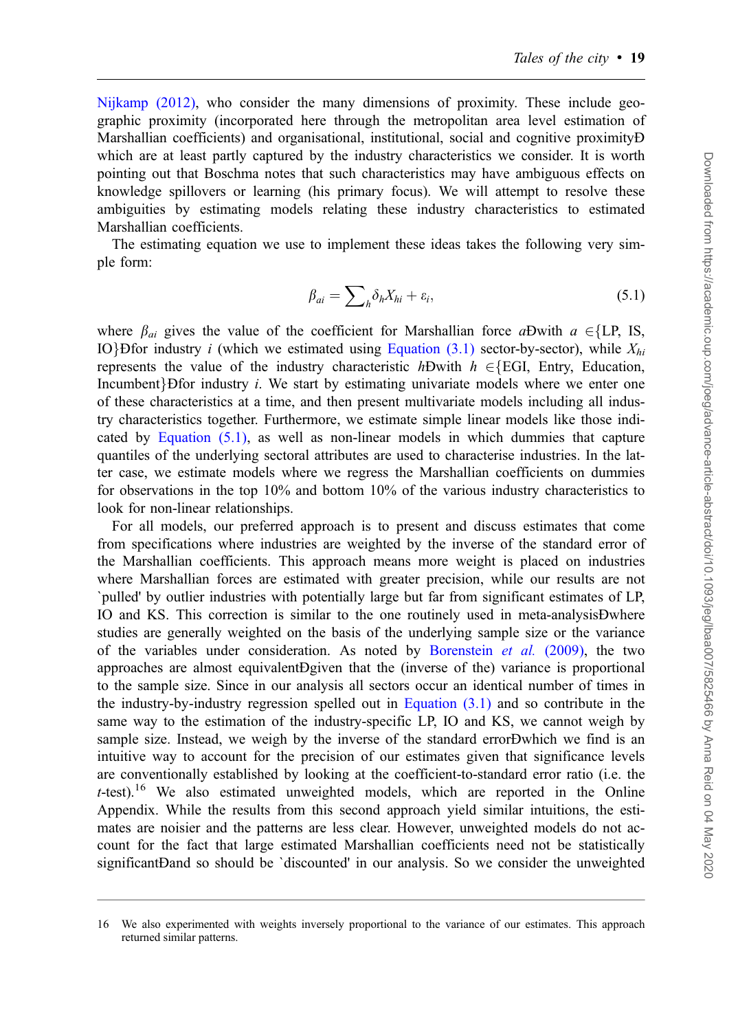Nijkamp (2012), who consider the many dimensions of proximity. These include geographic proximity (incorporated here through the metropolitan area level estimation of Marshallian coefficients) and organisational, institutional, social and cognitive proximityÐ which are at least partly captured by the industry characteristics we consider. It is worth pointing out that Boschma notes that such characteristics may have ambiguous effects on knowledge spillovers or learning (his primary focus). We will attempt to resolve these ambiguities by estimating models relating these industry characteristics to estimated Marshallian coefficients.

The estimating equation we use to implement these ideas takes the following very simple form:

$$\beta_{ai} = \sum\nolimits_{h} \delta_h X_{hi} + \varepsilon_i, \tag{5.1}$$

where $\beta_{ai}$ gives the value of the coefficient for Marshallian force $a$Ðwith $a \in$\{LP, IS, IO\}Ðfor industry $i$ (which we estimated using Equation (3.1) sector-by-sector), while $X_{hi}$ represents the value of the industry characteristic $h$Ðwith $h \in$\{EGI, Entry, Education, Incumbent\}Ðfor industry $i$. We start by estimating univariate models where we enter one of these characteristics at a time, and then present multivariate models including all industry characteristics together. Furthermore, we estimate simple linear models like those indicated by Equation (5.1), as well as non-linear models in which dummies that capture quantiles of the underlying sectoral attributes are used to characterise industries. In the latter case, we estimate models where we regress the Marshallian coefficients on dummies for observations in the top 10% and bottom 10% of the various industry characteristics to look for non-linear relationships.

For all models, our preferred approach is to present and discuss estimates that come from specifications where industries are weighted by the inverse of the standard error of the Marshallian coefficients. This approach means more weight is placed on industries where Marshallian forces are estimated with greater precision, while our results are not `pulled' by outlier industries with potentially large but far from significant estimates of LP, IO and KS. This correction is similar to the one routinely used in meta-analysisÐwhere studies are generally weighted on the basis of the underlying sample size or the variance of the variables under consideration. As noted by Borenstein *et al.* (2009), the two approaches are almost equivalentÐgiven that the (inverse of the) variance is proportional to the sample size. Since in our analysis all sectors occur an identical number of times in the industry-by-industry regression spelled out in Equation (3.1) and so contribute in the same way to the estimation of the industry-specific LP, IO and KS, we cannot weigh by sample size. Instead, we weigh by the inverse of the standard errorÐwhich we find is an intuitive way to account for the precision of our estimates given that significance levels are conventionally established by looking at the coefficient-to-standard error ratio (i.e. the $t$-test).[16] We also estimated unweighted models, which are reported in the Online Appendix. While the results from this second approach yield similar intuitions, the estimates are noisier and the patterns are less clear. However, unweighted models do not account for the fact that large estimated Marshallian coefficients need not be statistically significantÐand so should be `discounted' in our analysis. So we consider the unweighted

---

16 We also experimented with weights inversely proportional to the variance of our estimates. This approach returned similar patterns.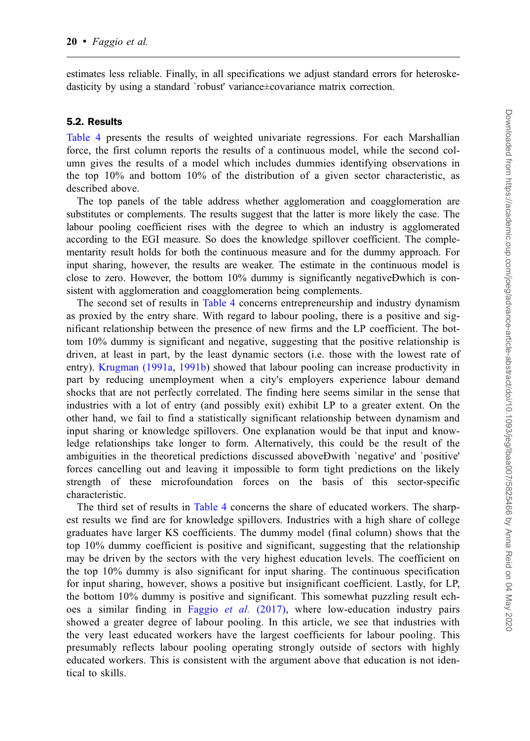estimates less reliable. Finally, in all specifications we adjust standard errors for heteroskedasticity by using a standard `robust' variance±covariance matrix correction.

### 5.2. Results

Table 4 presents the results of weighted univariate regressions. For each Marshallian force, the first column reports the results of a continuous model, while the second column gives the results of a model which includes dummies identifying observations in the top 10% and bottom 10% of the distribution of a given sector characteristic, as described above.

The top panels of the table address whether agglomeration and coagglomeration are substitutes or complements. The results suggest that the latter is more likely the case. The labour pooling coefficient rises with the degree to which an industry is agglomerated according to the EGI measure. So does the knowledge spillover coefficient. The complementarity result holds for both the continuous measure and for the dummy approach. For input sharing, however, the results are weaker. The estimate in the continuous model is close to zero. However, the bottom 10% dummy is significantly negativeÐwhich is consistent with agglomeration and coagglomeration being complements.

The second set of results in Table 4 concerns entrepreneurship and industry dynamism as proxied by the entry share. With regard to labour pooling, there is a positive and significant relationship between the presence of new firms and the LP coefficient. The bottom 10% dummy is significant and negative, suggesting that the positive relationship is driven, at least in part, by the least dynamic sectors (i.e. those with the lowest rate of entry). Krugman (1991a, 1991b) showed that labour pooling can increase productivity in part by reducing unemployment when a city's employers experience labour demand shocks that are not perfectly correlated. The finding here seems similar in the sense that industries with a lot of entry (and possibly exit) exhibit LP to a greater extent. On the other hand, we fail to find a statistically significant relationship between dynamism and input sharing or knowledge spillovers. One explanation would be that input and knowledge relationships take longer to form. Alternatively, this could be the result of the ambiguities in the theoretical predictions discussed aboveÐwith `negative' and `positive' forces cancelling out and leaving it impossible to form tight predictions on the likely strength of these microfoundation forces on the basis of this sector-specific characteristic.

The third set of results in Table 4 concerns the share of educated workers. The sharpest results we find are for knowledge spillovers. Industries with a high share of college graduates have larger KS coefficients. The dummy model (final column) shows that the top 10% dummy coefficient is positive and significant, suggesting that the relationship may be driven by the sectors with the very highest education levels. The coefficient on the top 10% dummy is also significant for input sharing. The continuous specification for input sharing, however, shows a positive but insignificant coefficient. Lastly, for LP, the bottom 10% dummy is positive and significant. This somewhat puzzling result echoes a similar finding in Faggio *et al.* (2017), where low-education industry pairs showed a greater degree of labour pooling. In this article, we see that industries with the very least educated workers have the largest coefficients for labour pooling. This presumably reflects labour pooling operating strongly outside of sectors with highly educated workers. This is consistent with the argument above that education is not identical to skills.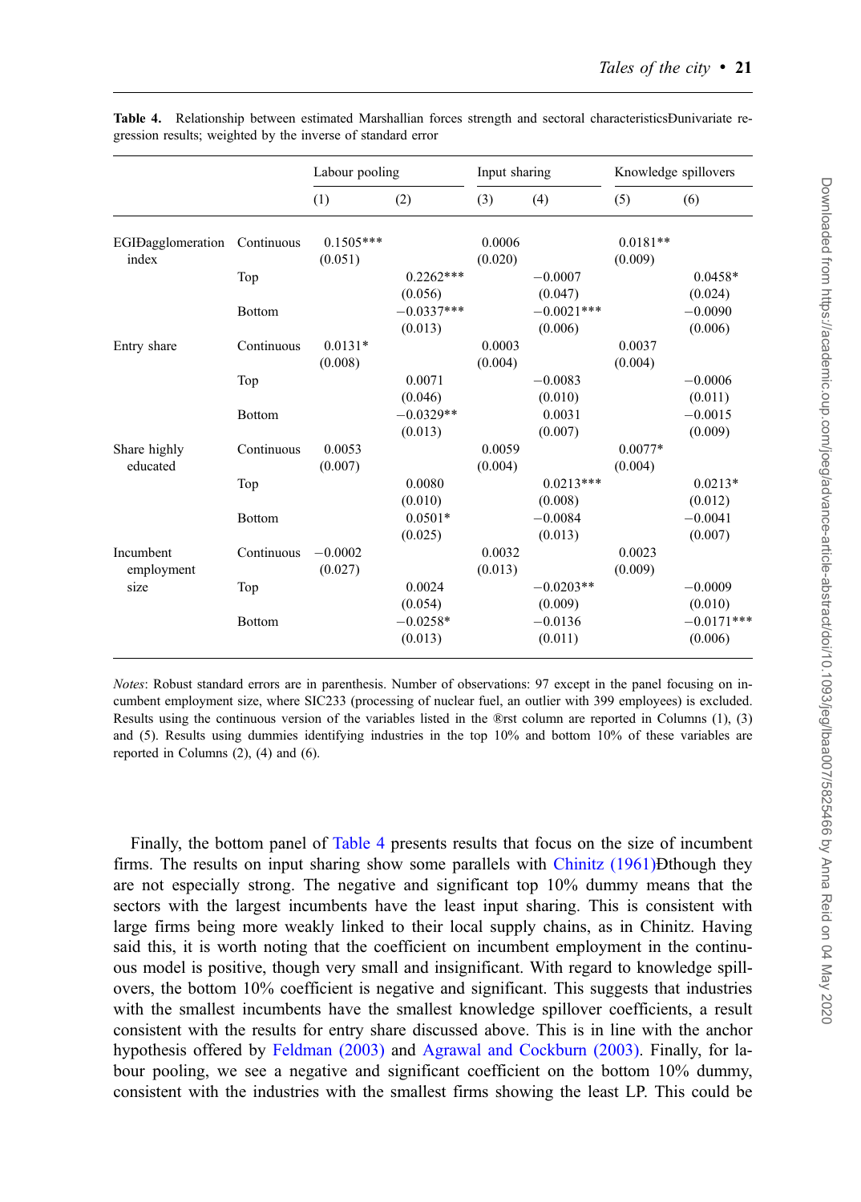**Table 4.** Relationship between estimated Marshallian forces strength and sectoral characteristicsÐunivariate regression results; weighted by the inverse of standard error

| | | Labour pooling | | Input sharing | | Knowledge spillovers | |
|---|---|---|---|---|---|---|---|
| | | (1) | (2) | (3) | (4) | (5) | (6) |
| EGIÐagglomeration index | Continuous | 0.1505*** | | 0.0006 | | 0.0181** | |
| | | (0.051) | | (0.020) | | (0.009) | |
| | Top | | 0.2262*** | | −0.0007 | | 0.0458* |
| | | | (0.056) | | (0.047) | | (0.024) |
| | Bottom | | −0.0337*** | | −0.0021*** | | −0.0090 |
| | | | (0.013) | | (0.006) | | (0.006) |
| Entry share | Continuous | 0.0131* | | 0.0003 | | 0.0037 | |
| | | (0.008) | | (0.004) | | (0.004) | |
| | Top | | 0.0071 | | −0.0083 | | −0.0006 |
| | | | (0.046) | | (0.010) | | (0.011) |
| | Bottom | | −0.0329** | | 0.0031 | | −0.0015 |
| | | | (0.013) | | (0.007) | | (0.009) |
| Share highly educated | Continuous | 0.0053 | | 0.0059 | | 0.0077* | |
| | | (0.007) | | (0.004) | | (0.004) | |
| | Top | | 0.0080 | | 0.0213*** | | 0.0213* |
| | | | (0.010) | | (0.008) | | (0.012) |
| | Bottom | | 0.0501* | | −0.0084 | | −0.0041 |
| | | | (0.025) | | (0.013) | | (0.007) |
| Incumbent employment size | Continuous | −0.0002 | | 0.0032 | | 0.0023 | |
| | | (0.027) | | (0.013) | | (0.009) | |
| | Top | | 0.0024 | | −0.0203** | | −0.0009 |
| | | | (0.054) | | (0.009) | | (0.010) |
| | Bottom | | −0.0258* | | −0.0136 | | −0.0171*** |
| | | | (0.013) | | (0.011) | | (0.006) |

*Notes*: Robust standard errors are in parenthesis. Number of observations: 97 except in the panel focusing on incumbent employment size, where SIC233 (processing of nuclear fuel, an outlier with 399 employees) is excluded. Results using the continuous version of the variables listed in the ®rst column are reported in Columns (1), (3) and (5). Results using dummies identifying industries in the top 10% and bottom 10% of these variables are reported in Columns (2), (4) and (6).

Finally, the bottom panel of Table 4 presents results that focus on the size of incumbent firms. The results on input sharing show some parallels with Chinitz (1961)Ðthough they are not especially strong. The negative and significant top 10% dummy means that the sectors with the largest incumbents have the least input sharing. This is consistent with large firms being more weakly linked to their local supply chains, as in Chinitz. Having said this, it is worth noting that the coefficient on incumbent employment in the continuous model is positive, though very small and insignificant. With regard to knowledge spillovers, the bottom 10% coefficient is negative and significant. This suggests that industries with the smallest incumbents have the smallest knowledge spillover coefficients, a result consistent with the results for entry share discussed above. This is in line with the anchor hypothesis offered by Feldman (2003) and Agrawal and Cockburn (2003). Finally, for labour pooling, we see a negative and significant coefficient on the bottom 10% dummy, consistent with the industries with the smallest firms showing the least LP. This could be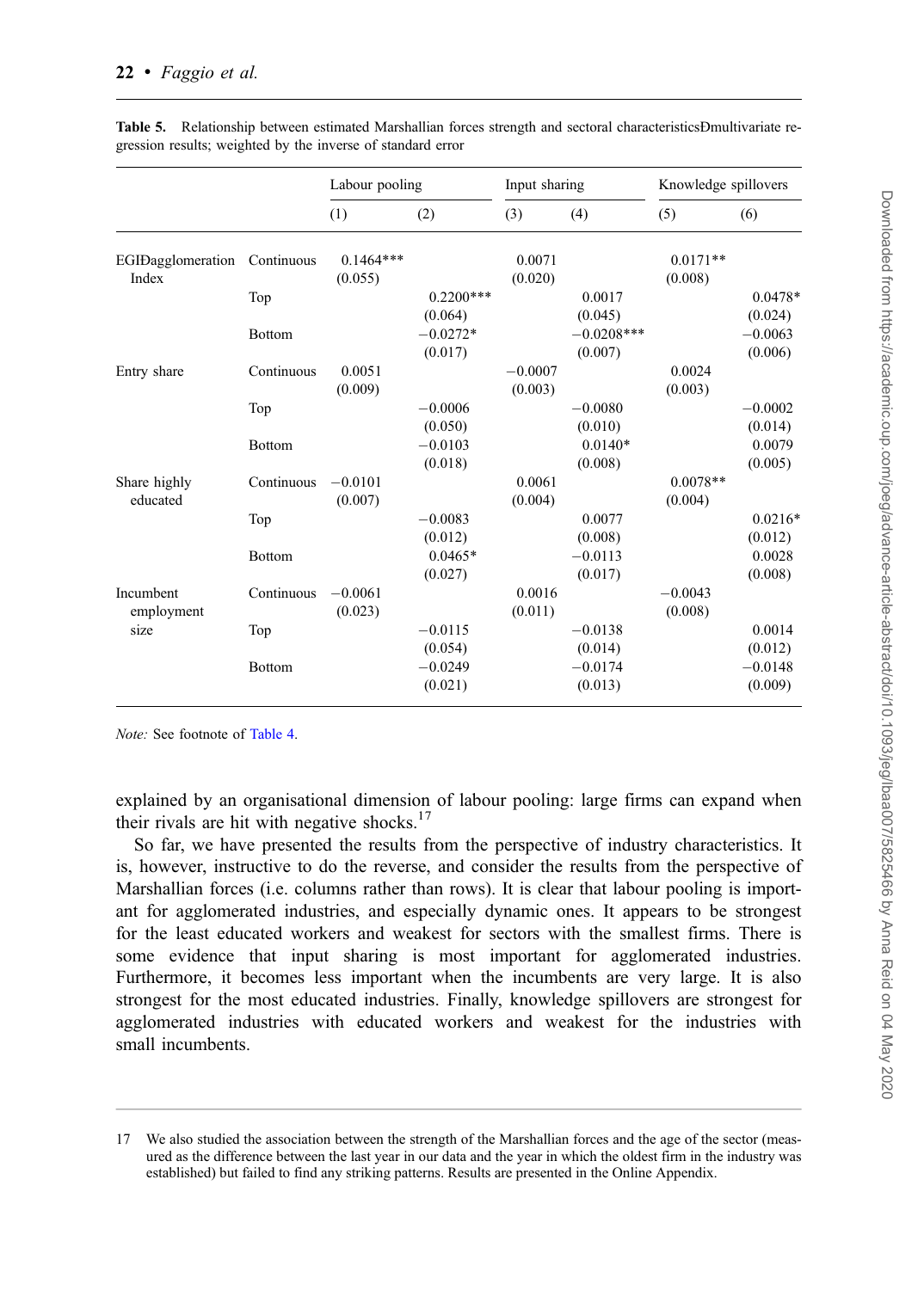**Table 5.** Relationship between estimated Marshallian forces strength and sectoral characteristicsÐmultivariate regression results; weighted by the inverse of standard error

| | | Labour pooling | | Input sharing | | Knowledge spillovers | |
|---|---|---|---|---|---|---|---|
| | | (1) | (2) | (3) | (4) | (5) | (6) |
| EGIÐagglomeration Index | Continuous | 0.1464*** | | 0.0071 | | 0.0171** | |
| | | (0.055) | | (0.020) | | (0.008) | |
| | Top | | 0.2200*** | | 0.0017 | | 0.0478* |
| | | | (0.064) | | (0.045) | | (0.024) |
| | Bottom | | −0.0272* | | −0.0208*** | | −0.0063 |
| | | | (0.017) | | (0.007) | | (0.006) |
| Entry share | Continuous | 0.0051 | | −0.0007 | | 0.0024 | |
| | | (0.009) | | (0.003) | | (0.003) | |
| | Top | | −0.0006 | | −0.0080 | | −0.0002 |
| | | | (0.050) | | (0.010) | | (0.014) |
| | Bottom | | −0.0103 | | 0.0140* | | 0.0079 |
| | | | (0.018) | | (0.008) | | (0.005) |
| Share highly educated | Continuous | −0.0101 | | 0.0061 | | 0.0078** | |
| | | (0.007) | | (0.004) | | (0.004) | |
| | Top | | −0.0083 | | 0.0077 | | 0.0216* |
| | | | (0.012) | | (0.008) | | (0.012) |
| | Bottom | | 0.0465* | | −0.0113 | | 0.0028 |
| | | | (0.027) | | (0.017) | | (0.008) |
| Incumbent employment size | Continuous | −0.0061 | | 0.0016 | | −0.0043 | |
| | | (0.023) | | (0.011) | | (0.008) | |
| | Top | | −0.0115 | | −0.0138 | | 0.0014 |
| | | | (0.054) | | (0.014) | | (0.012) |
| | Bottom | | −0.0249 | | −0.0174 | | −0.0148 |
| | | | (0.021) | | (0.013) | | (0.009) |

*Note:* See footnote of Table 4.

explained by an organisational dimension of labour pooling: large firms can expand when their rivals are hit with negative shocks.[17]

So far, we have presented the results from the perspective of industry characteristics. It is, however, instructive to do the reverse, and consider the results from the perspective of Marshallian forces (i.e. columns rather than rows). It is clear that labour pooling is important for agglomerated industries, and especially dynamic ones. It appears to be strongest for the least educated workers and weakest for sectors with the smallest firms. There is some evidence that input sharing is most important for agglomerated industries. Furthermore, it becomes less important when the incumbents are very large. It is also strongest for the most educated industries. Finally, knowledge spillovers are strongest for agglomerated industries with educated workers and weakest for the industries with small incumbents.

---

17 We also studied the association between the strength of the Marshallian forces and the age of the sector (measured as the difference between the last year in our data and the year in which the oldest firm in the industry was established) but failed to find any striking patterns. Results are presented in the Online Appendix.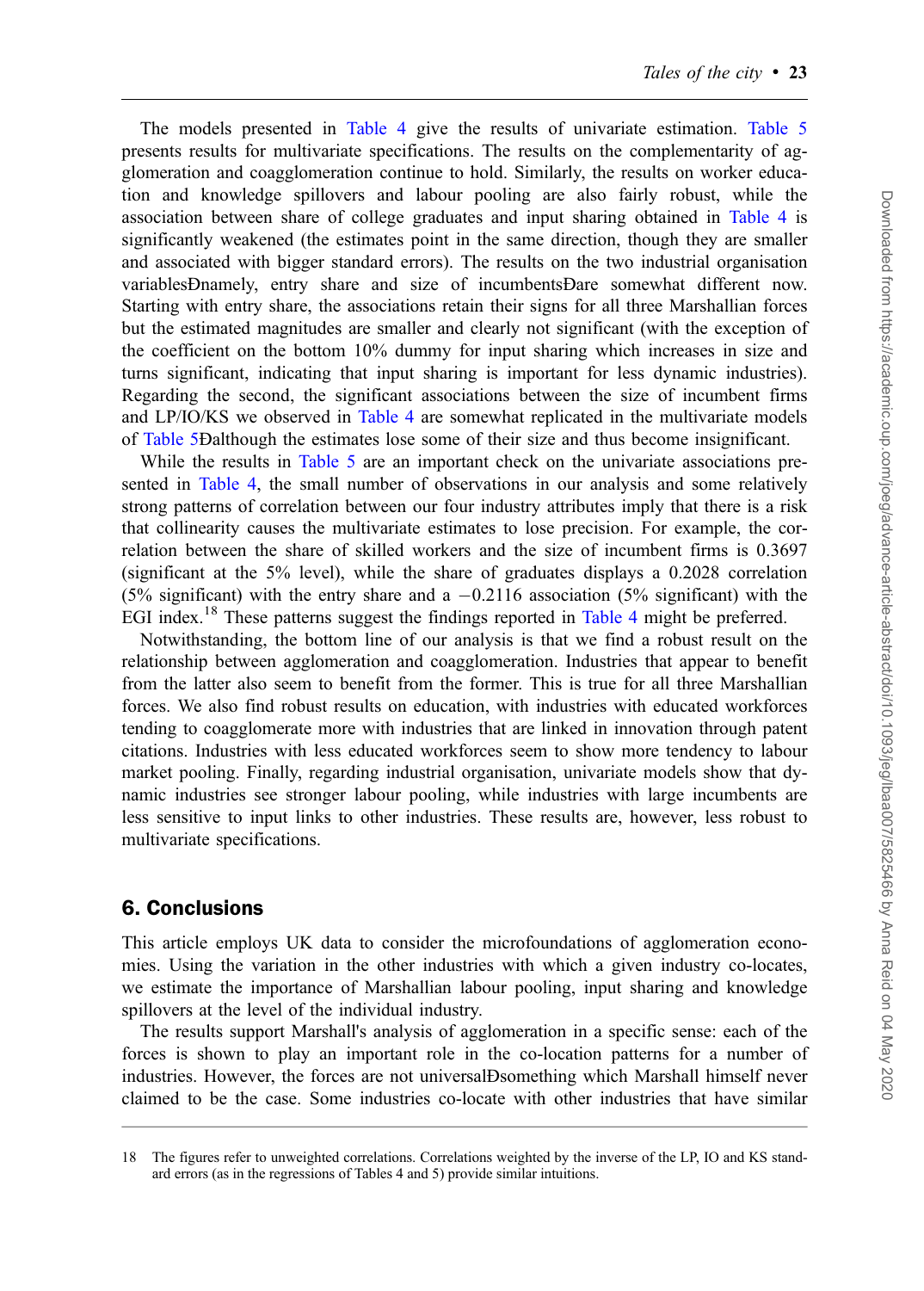The models presented in Table 4 give the results of univariate estimation. Table 5 presents results for multivariate specifications. The results on the complementarity of agglomeration and coagglomeration continue to hold. Similarly, the results on worker education and knowledge spillovers and labour pooling are also fairly robust, while the association between share of college graduates and input sharing obtained in Table 4 is significantly weakened (the estimates point in the same direction, though they are smaller and associated with bigger standard errors). The results on the two industrial organisation variablesÐnamely, entry share and size of incumbentsÐare somewhat different now. Starting with entry share, the associations retain their signs for all three Marshallian forces but the estimated magnitudes are smaller and clearly not significant (with the exception of the coefficient on the bottom 10% dummy for input sharing which increases in size and turns significant, indicating that input sharing is important for less dynamic industries). Regarding the second, the significant associations between the size of incumbent firms and LP/IO/KS we observed in Table 4 are somewhat replicated in the multivariate models of Table 5Ðalthough the estimates lose some of their size and thus become insignificant.

While the results in Table 5 are an important check on the univariate associations presented in Table 4, the small number of observations in our analysis and some relatively strong patterns of correlation between our four industry attributes imply that there is a risk that collinearity causes the multivariate estimates to lose precision. For example, the correlation between the share of skilled workers and the size of incumbent firms is 0.3697 (significant at the 5% level), while the share of graduates displays a 0.2028 correlation (5% significant) with the entry share and a −0.2116 association (5% significant) with the EGI index.[18] These patterns suggest the findings reported in Table 4 might be preferred.

Notwithstanding, the bottom line of our analysis is that we find a robust result on the relationship between agglomeration and coagglomeration. Industries that appear to benefit from the latter also seem to benefit from the former. This is true for all three Marshallian forces. We also find robust results on education, with industries with educated workforces tending to coagglomerate more with industries that are linked in innovation through patent citations. Industries with less educated workforces seem to show more tendency to labour market pooling. Finally, regarding industrial organisation, univariate models show that dynamic industries see stronger labour pooling, while industries with large incumbents are less sensitive to input links to other industries. These results are, however, less robust to multivariate specifications.

## 6. Conclusions

This article employs UK data to consider the microfoundations of agglomeration economies. Using the variation in the other industries with which a given industry co-locates, we estimate the importance of Marshallian labour pooling, input sharing and knowledge spillovers at the level of the individual industry.

The results support Marshall's analysis of agglomeration in a specific sense: each of the forces is shown to play an important role in the co-location patterns for a number of industries. However, the forces are not universalÐsomething which Marshall himself never claimed to be the case. Some industries co-locate with other industries that have similar

18 The figures refer to unweighted correlations. Correlations weighted by the inverse of the LP, IO and KS standard errors (as in the regressions of Tables 4 and 5) provide similar intuitions.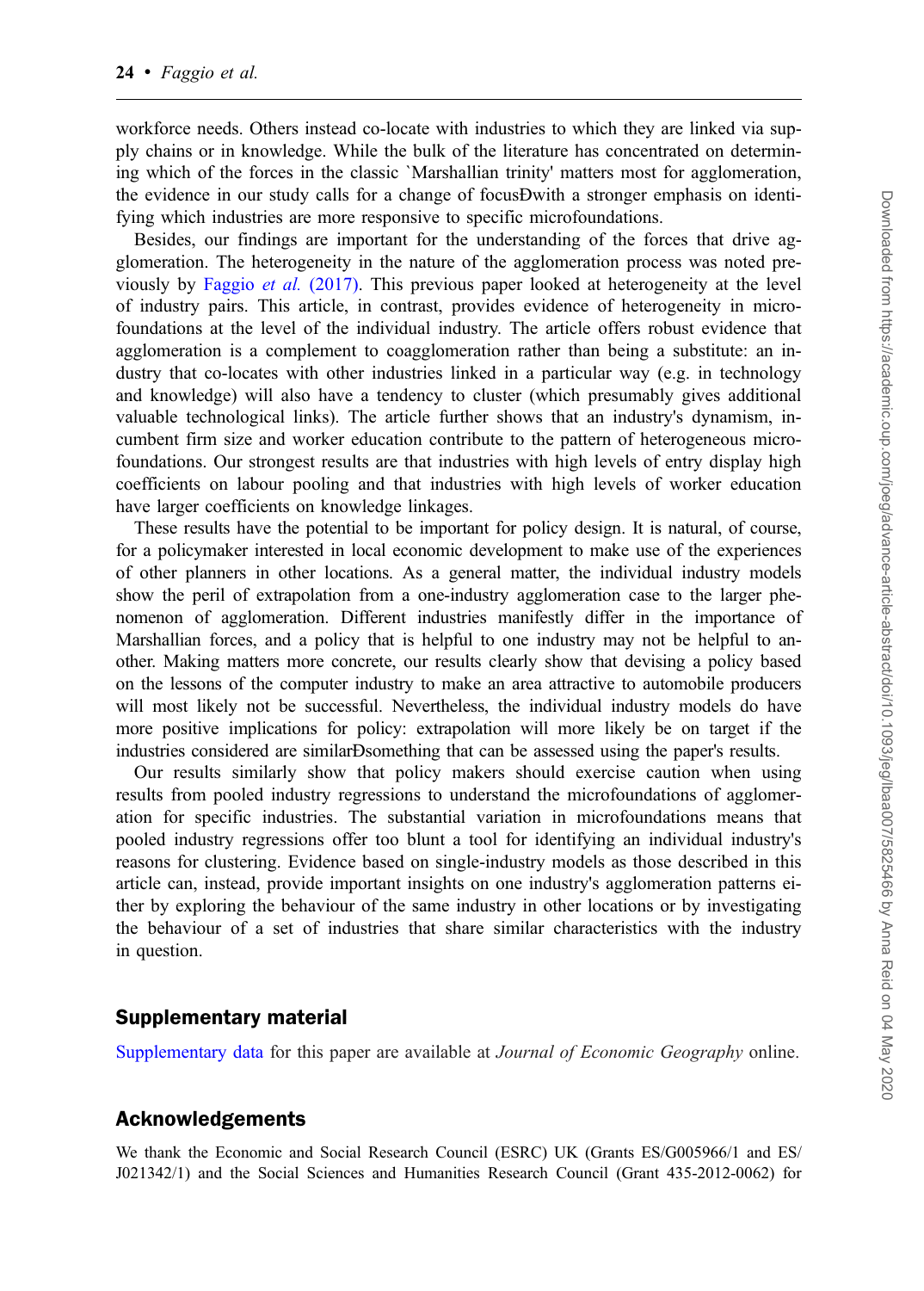workforce needs. Others instead co-locate with industries to which they are linked via supply chains or in knowledge. While the bulk of the literature has concentrated on determining which of the forces in the classic `Marshallian trinity' matters most for agglomeration, the evidence in our study calls for a change of focusÐwith a stronger emphasis on identifying which industries are more responsive to specific microfoundations.

Besides, our findings are important for the understanding of the forces that drive agglomeration. The heterogeneity in the nature of the agglomeration process was noted previously by Faggio *et al.* (2017). This previous paper looked at heterogeneity at the level of industry pairs. This article, in contrast, provides evidence of heterogeneity in microfoundations at the level of the individual industry. The article offers robust evidence that agglomeration is a complement to coagglomeration rather than being a substitute: an industry that co-locates with other industries linked in a particular way (e.g. in technology and knowledge) will also have a tendency to cluster (which presumably gives additional valuable technological links). The article further shows that an industry's dynamism, incumbent firm size and worker education contribute to the pattern of heterogeneous microfoundations. Our strongest results are that industries with high levels of entry display high coefficients on labour pooling and that industries with high levels of worker education have larger coefficients on knowledge linkages.

These results have the potential to be important for policy design. It is natural, of course, for a policymaker interested in local economic development to make use of the experiences of other planners in other locations. As a general matter, the individual industry models show the peril of extrapolation from a one-industry agglomeration case to the larger phenomenon of agglomeration. Different industries manifestly differ in the importance of Marshallian forces, and a policy that is helpful to one industry may not be helpful to another. Making matters more concrete, our results clearly show that devising a policy based on the lessons of the computer industry to make an area attractive to automobile producers will most likely not be successful. Nevertheless, the individual industry models do have more positive implications for policy: extrapolation will more likely be on target if the industries considered are similarÐsomething that can be assessed using the paper's results.

Our results similarly show that policy makers should exercise caution when using results from pooled industry regressions to understand the microfoundations of agglomeration for specific industries. The substantial variation in microfoundations means that pooled industry regressions offer too blunt a tool for identifying an individual industry's reasons for clustering. Evidence based on single-industry models as those described in this article can, instead, provide important insights on one industry's agglomeration patterns either by exploring the behaviour of the same industry in other locations or by investigating the behaviour of a set of industries that share similar characteristics with the industry in question.

## Supplementary material

Supplementary data for this paper are available at *Journal of Economic Geography* online.

## Acknowledgements

We thank the Economic and Social Research Council (ESRC) UK (Grants ES/G005966/1 and ES/J021342/1) and the Social Sciences and Humanities Research Council (Grant 435-2012-0062) for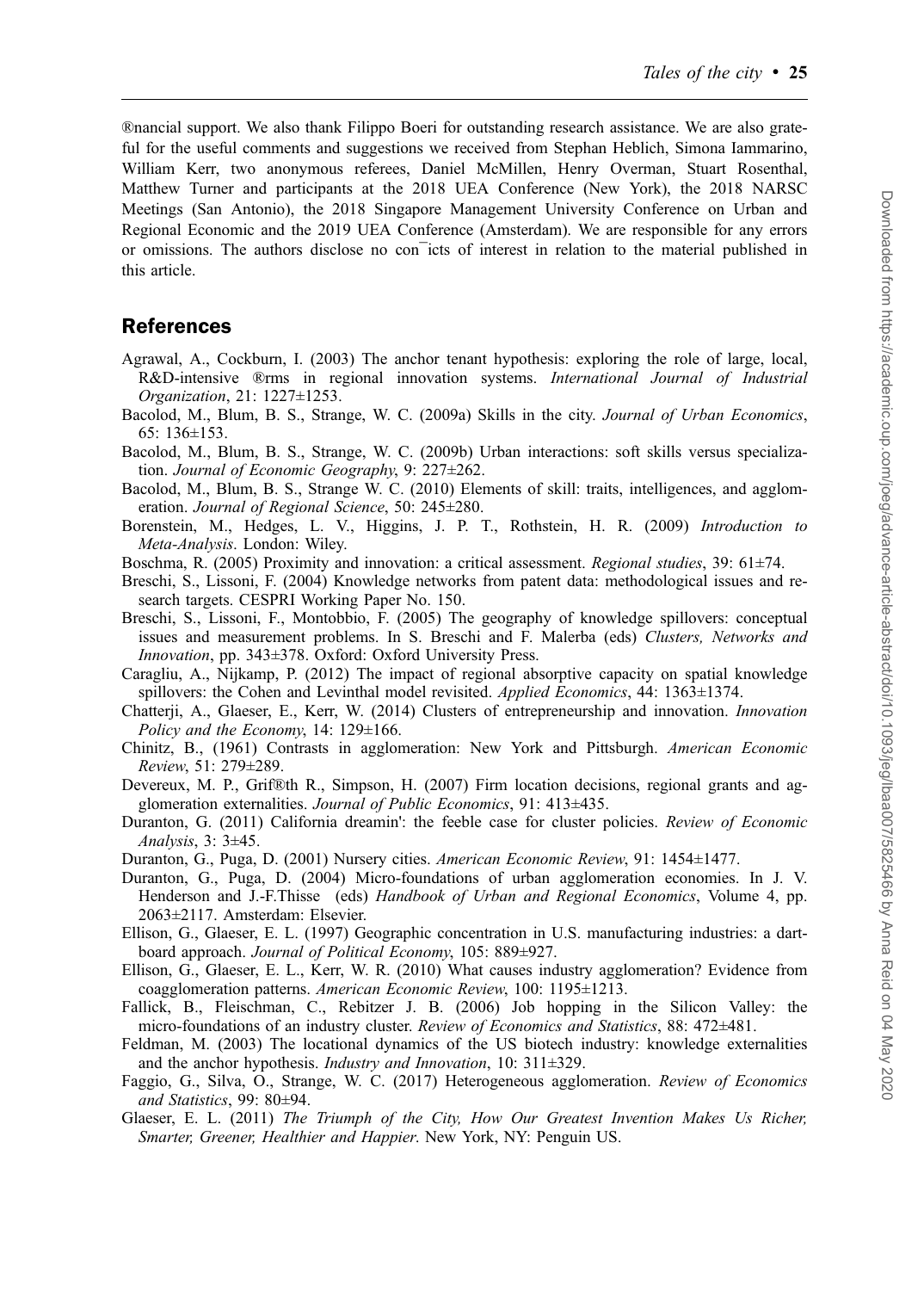®nancial support. We also thank Filippo Boeri for outstanding research assistance. We are also grateful for the useful comments and suggestions we received from Stephan Heblich, Simona Iammarino, William Kerr, two anonymous referees, Daniel McMillen, Henry Overman, Stuart Rosenthal, Matthew Turner and participants at the 2018 UEA Conference (New York), the 2018 NARSC Meetings (San Antonio), the 2018 Singapore Management University Conference on Urban and Regional Economic and the 2019 UEA Conference (Amsterdam). We are responsible for any errors or omissions. The authors disclose no con¯icts of interest in relation to the material published in this article.

## References

Agrawal, A., Cockburn, I. (2003) The anchor tenant hypothesis: exploring the role of large, local, R&D-intensive ®rms in regional innovation systems. *International Journal of Industrial Organization*, 21: 1227±1253.

Bacolod, M., Blum, B. S., Strange, W. C. (2009a) Skills in the city. *Journal of Urban Economics*, 65: 136±153.

Bacolod, M., Blum, B. S., Strange, W. C. (2009b) Urban interactions: soft skills versus specialization. *Journal of Economic Geography*, 9: 227±262.

Bacolod, M., Blum, B. S., Strange W. C. (2010) Elements of skill: traits, intelligences, and agglomeration. *Journal of Regional Science*, 50: 245±280.

Borenstein, M., Hedges, L. V., Higgins, J. P. T., Rothstein, H. R. (2009) *Introduction to Meta-Analysis*. London: Wiley.

Boschma, R. (2005) Proximity and innovation: a critical assessment. *Regional studies*, 39: 61±74.

Breschi, S., Lissoni, F. (2004) Knowledge networks from patent data: methodological issues and research targets. CESPRI Working Paper No. 150.

Breschi, S., Lissoni, F., Montobbio, F. (2005) The geography of knowledge spillovers: conceptual issues and measurement problems. In S. Breschi and F. Malerba (eds) *Clusters, Networks and Innovation*, pp. 343±378. Oxford: Oxford University Press.

Caragliu, A., Nijkamp, P. (2012) The impact of regional absorptive capacity on spatial knowledge spillovers: the Cohen and Levinthal model revisited. *Applied Economics*, 44: 1363±1374.

Chatterji, A., Glaeser, E., Kerr, W. (2014) Clusters of entrepreneurship and innovation. *Innovation Policy and the Economy*, 14: 129±166.

Chinitz, B., (1961) Contrasts in agglomeration: New York and Pittsburgh. *American Economic Review*, 51: 279±289.

Devereux, M. P., Grif®th R., Simpson, H. (2007) Firm location decisions, regional grants and agglomeration externalities. *Journal of Public Economics*, 91: 413±435.

Duranton, G. (2011) California dreamin': the feeble case for cluster policies. *Review of Economic Analysis*, 3: 3±45.

Duranton, G., Puga, D. (2001) Nursery cities. *American Economic Review*, 91: 1454±1477.

Duranton, G., Puga, D. (2004) Micro-foundations of urban agglomeration economies. In J. V. Henderson and J.-F.Thisse (eds) *Handbook of Urban and Regional Economics*, Volume 4, pp. 2063±2117. Amsterdam: Elsevier.

Ellison, G., Glaeser, E. L. (1997) Geographic concentration in U.S. manufacturing industries: a dartboard approach. *Journal of Political Economy*, 105: 889±927.

Ellison, G., Glaeser, E. L., Kerr, W. R. (2010) What causes industry agglomeration? Evidence from coagglomeration patterns. *American Economic Review*, 100: 1195±1213.

Fallick, B., Fleischman, C., Rebitzer J. B. (2006) Job hopping in the Silicon Valley: the micro-foundations of an industry cluster. *Review of Economics and Statistics*, 88: 472±481.

Feldman, M. (2003) The locational dynamics of the US biotech industry: knowledge externalities and the anchor hypothesis. *Industry and Innovation*, 10: 311±329.

Faggio, G., Silva, O., Strange, W. C. (2017) Heterogeneous agglomeration. *Review of Economics and Statistics*, 99: 80±94.

Glaeser, E. L. (2011) *The Triumph of the City, How Our Greatest Invention Makes Us Richer, Smarter, Greener, Healthier and Happier*. New York, NY: Penguin US.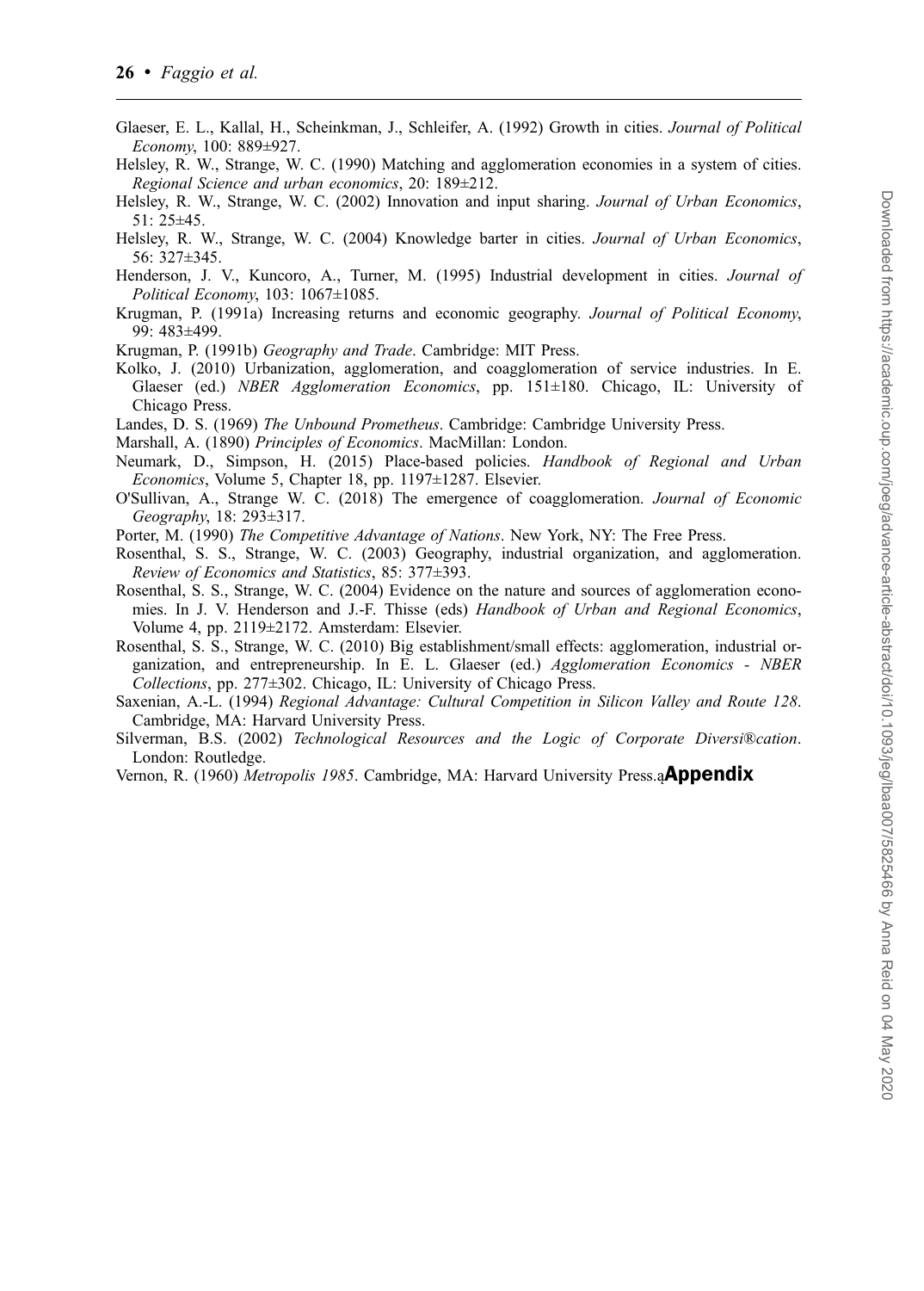Glaeser, E. L., Kallal, H., Scheinkman, J., Schleifer, A. (1992) Growth in cities. *Journal of Political Economy*, 100: 889±927.

Helsley, R. W., Strange, W. C. (1990) Matching and agglomeration economies in a system of cities. *Regional Science and urban economics*, 20: 189±212.

Helsley, R. W., Strange, W. C. (2002) Innovation and input sharing. *Journal of Urban Economics*, 51: 25±45.

Helsley, R. W., Strange, W. C. (2004) Knowledge barter in cities. *Journal of Urban Economics*, 56: 327±345.

Henderson, J. V., Kuncoro, A., Turner, M. (1995) Industrial development in cities. *Journal of Political Economy*, 103: 1067±1085.

Krugman, P. (1991a) Increasing returns and economic geography. *Journal of Political Economy*, 99: 483±499.

Krugman, P. (1991b) *Geography and Trade*. Cambridge: MIT Press.

Kolko, J. (2010) Urbanization, agglomeration, and coagglomeration of service industries. In E. Glaeser (ed.) *NBER Agglomeration Economics*, pp. 151±180. Chicago, IL: University of Chicago Press.

Landes, D. S. (1969) *The Unbound Prometheus*. Cambridge: Cambridge University Press.

Marshall, A. (1890) *Principles of Economics*. MacMillan: London.

Neumark, D., Simpson, H. (2015) Place-based policies. *Handbook of Regional and Urban Economics*, Volume 5, Chapter 18, pp. 1197±1287. Elsevier.

O'Sullivan, A., Strange W. C. (2018) The emergence of coagglomeration. *Journal of Economic Geography*, 18: 293±317.

Porter, M. (1990) *The Competitive Advantage of Nations*. New York, NY: The Free Press.

Rosenthal, S. S., Strange, W. C. (2003) Geography, industrial organization, and agglomeration. *Review of Economics and Statistics*, 85: 377±393.

Rosenthal, S. S., Strange, W. C. (2004) Evidence on the nature and sources of agglomeration economies. In J. V. Henderson and J.-F. Thisse (eds) *Handbook of Urban and Regional Economics*, Volume 4, pp. 2119±2172. Amsterdam: Elsevier.

Rosenthal, S. S., Strange, W. C. (2010) Big establishment/small effects: agglomeration, industrial organization, and entrepreneurship. In E. L. Glaeser (ed.) *Agglomeration Economics - NBER Collections*, pp. 277±302. Chicago, IL: University of Chicago Press.

Saxenian, A.-L. (1994) *Regional Advantage: Cultural Competition in Silicon Valley and Route 128*. Cambridge, MA: Harvard University Press.

Silverman, B.S. (2002) *Technological Resources and the Logic of Corporate Diversi®cation*. London: Routledge.

Vernon, R. (1960) *Metropolis 1985*. Cambridge, MA: Harvard University Press.

## Appendix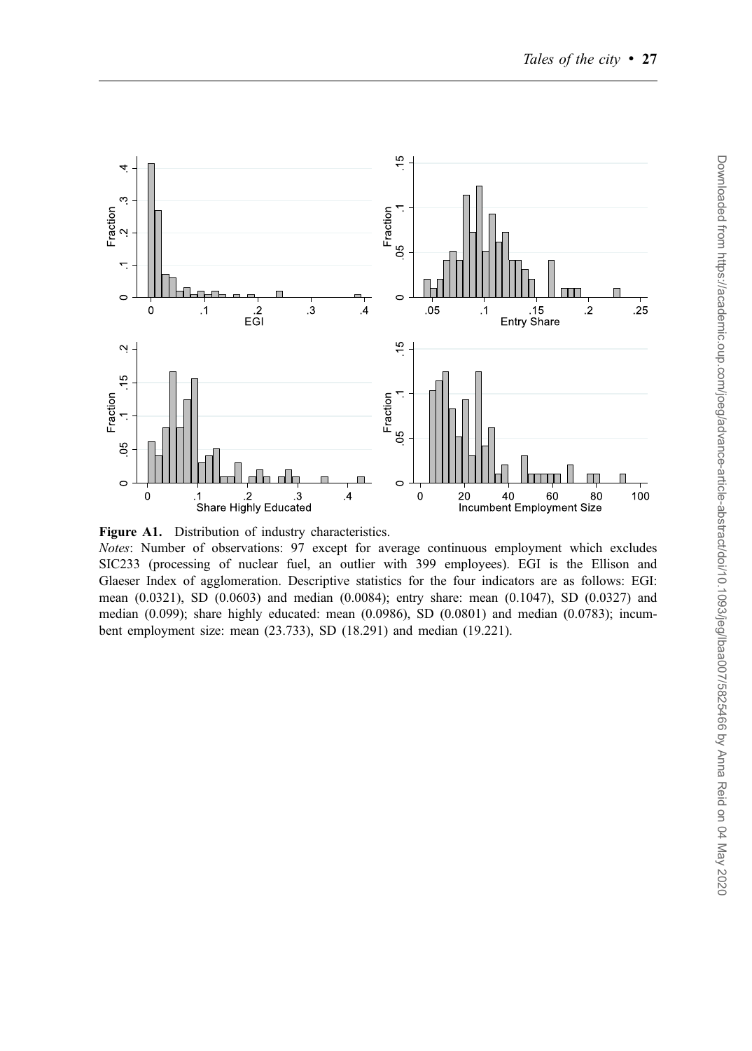Fraction

.4

.3

.2

.1

0

0 .1 .2 .3 .4

EGI

Fraction

.15

.1

.05

0

.05 .1 .15 .2 .25

Entry Share

Fraction

.2

.15

.1

.05

0

0 .1 .2 .3 .4

Share Highly Educated

Fraction

.15

.1

.05

0

0 20 40 60 80 100

Incumbent Employment Size

**Figure A1.** Distribution of industry characteristics.

*Notes*: Number of observations: 97 except for average continuous employment which excludes SIC233 (processing of nuclear fuel, an outlier with 399 employees). EGI is the Ellison and Glaeser Index of agglomeration. Descriptive statistics for the four indicators are as follows: EGI: mean (0.0321), SD (0.0603) and median (0.0084); entry share: mean (0.1047), SD (0.0327) and median (0.099); share highly educated: mean (0.0986), SD (0.0801) and median (0.0783); incumbent employment size: mean (23.733), SD (18.291) and median (19.221).